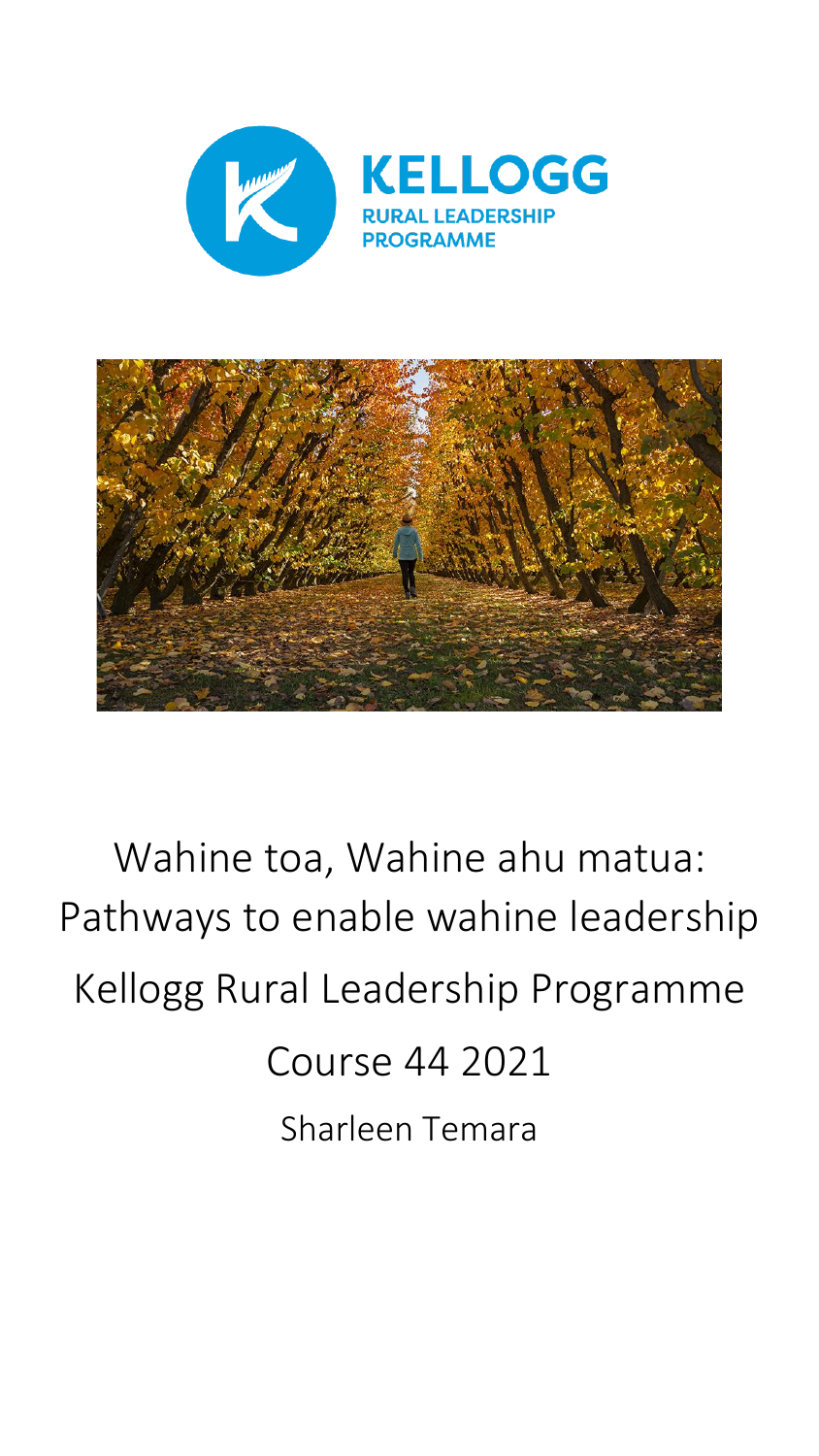KELLOGG

RURAL LEADERSHIP PROGRAMME

# Wahine toa, Wahine ahu matua: Pathways to enable wahine leadership

Kellogg Rural Leadership Programme

Course 44 2021

Sharleen Temara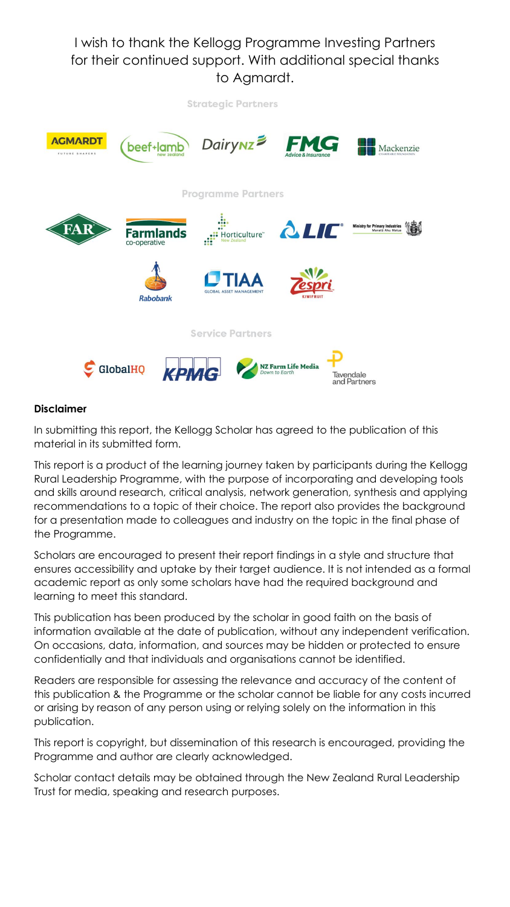I wish to thank the Kellogg Programme Investing Partners for their continued support. With additional special thanks to Agmardt.

Strategic Partners

AGMARDT, beef+lamb new zealand, DairyNZ, FMG Advice & Insurance, Mackenzie Charitable Foundation

Programme Partners

FAR, Farmlands co-operative, Horticulture New Zealand, LIC, Ministry for Primary Industries Manatū Ahu Matua, Rabobank, TIAA Global Asset Management, Zespri Kiwifruit

Service Partners

GlobalHQ, KPMG, NZ Farm Life Media Down to Earth, Tavendale and Partners

**Disclaimer**

In submitting this report, the Kellogg Scholar has agreed to the publication of this material in its submitted form.

This report is a product of the learning journey taken by participants during the Kellogg Rural Leadership Programme, with the purpose of incorporating and developing tools and skills around research, critical analysis, network generation, synthesis and applying recommendations to a topic of their choice. The report also provides the background for a presentation made to colleagues and industry on the topic in the final phase of the Programme.

Scholars are encouraged to present their report findings in a style and structure that ensures accessibility and uptake by their target audience. It is not intended as a formal academic report as only some scholars have had the required background and learning to meet this standard.

This publication has been produced by the scholar in good faith on the basis of information available at the date of publication, without any independent verification. On occasions, data, information, and sources may be hidden or protected to ensure confidentially and that individuals and organisations cannot be identified.

Readers are responsible for assessing the relevance and accuracy of the content of this publication & the Programme or the scholar cannot be liable for any costs incurred or arising by reason of any person using or relying solely on the information in this publication.

This report is copyright, but dissemination of this research is encouraged, providing the Programme and author are clearly acknowledged.

Scholar contact details may be obtained through the New Zealand Rural Leadership Trust for media, speaking and research purposes.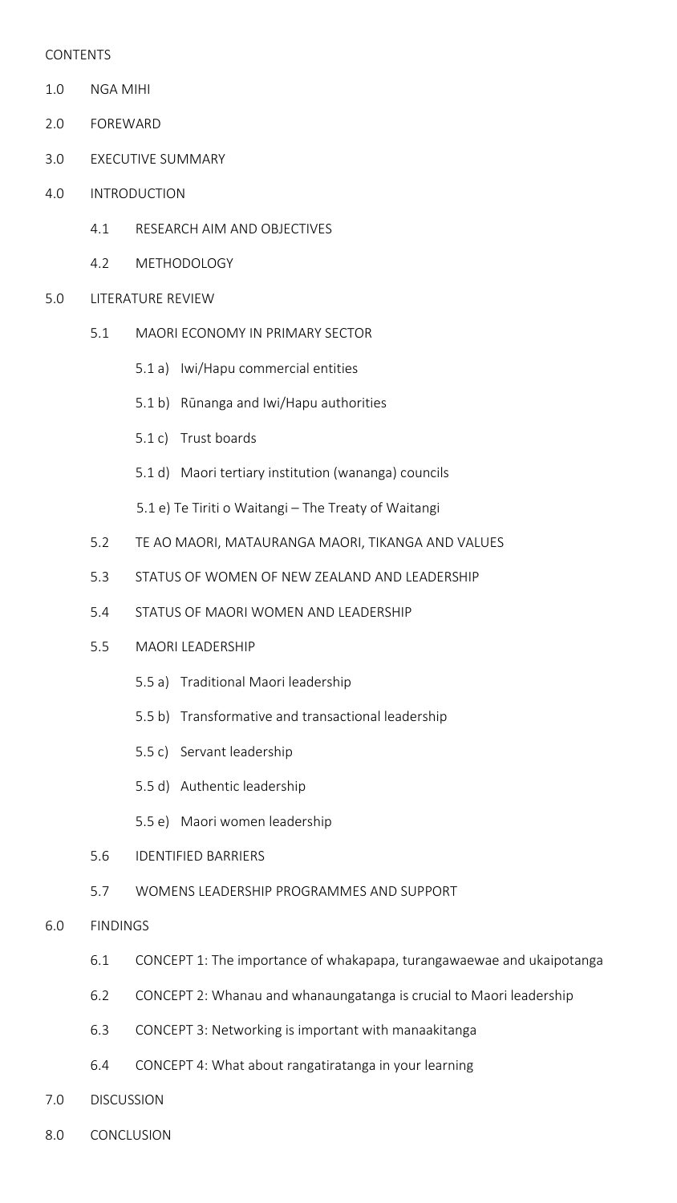CONTENTS

1.0 NGA MIHI

2.0 FOREWARD

3.0 EXECUTIVE SUMMARY

4.0 INTRODUCTION

- 4.1 RESEARCH AIM AND OBJECTIVES
- 4.2 METHODOLOGY

5.0 LITERATURE REVIEW

- 5.1 MAORI ECONOMY IN PRIMARY SECTOR
  - 5.1 a) Iwi/Hapu commercial entities
  - 5.1 b) Rūnanga and Iwi/Hapu authorities
  - 5.1 c) Trust boards
  - 5.1 d) Maori tertiary institution (wananga) councils
  - 5.1 e) Te Tiriti o Waitangi – The Treaty of Waitangi
- 5.2 TE AO MAORI, MATAURANGA MAORI, TIKANGA AND VALUES
- 5.3 STATUS OF WOMEN OF NEW ZEALAND AND LEADERSHIP
- 5.4 STATUS OF MAORI WOMEN AND LEADERSHIP
- 5.5 MAORI LEADERSHIP
  - 5.5 a) Traditional Maori leadership
  - 5.5 b) Transformative and transactional leadership
  - 5.5 c) Servant leadership
  - 5.5 d) Authentic leadership
  - 5.5 e) Maori women leadership
- 5.6 IDENTIFIED BARRIERS
- 5.7 WOMENS LEADERSHIP PROGRAMMES AND SUPPORT

6.0 FINDINGS

- 6.1 CONCEPT 1: The importance of whakapapa, turangawaewae and ukaipotanga
- 6.2 CONCEPT 2: Whanau and whanaungatanga is crucial to Maori leadership
- 6.3 CONCEPT 3: Networking is important with manaakitanga
- 6.4 CONCEPT 4: What about rangatiratanga in your learning

7.0 DISCUSSION

8.0 CONCLUSION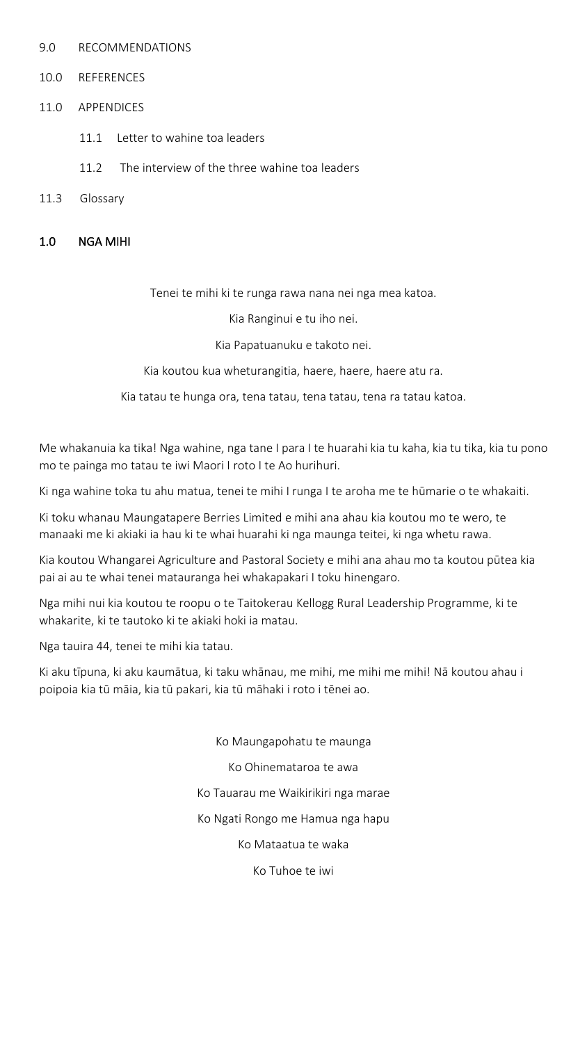9.0 RECOMMENDATIONS

10.0 REFERENCES

11.0 APPENDICES

- 11.1 Letter to wahine toa leaders
- 11.2 The interview of the three wahine toa leaders

11.3 Glossary

## 1.0 NGA MIHI

Tenei te mihi ki te runga rawa nana nei nga mea katoa.

Kia Ranginui e tu iho nei.

Kia Papatuanuku e takoto nei.

Kia koutou kua wheturangitia, haere, haere, haere atu ra.

Kia tatau te hunga ora, tena tatau, tena tatau, tena ra tatau katoa.

Me whakanuia ka tika! Nga wahine, nga tane I para I te huarahi kia tu kaha, kia tu tika, kia tu pono mo te painga mo tatau te iwi Maori I roto I te Ao hurihuri.

Ki nga wahine toka tu ahu matua, tenei te mihi I runga I te aroha me te hūmarie o te whakaiti.

Ki toku whanau Maungatapere Berries Limited e mihi ana ahau kia koutou mo te wero, te manaaki me ki akiaki ia hau ki te whai huarahi ki nga maunga teitei, ki nga whetu rawa.

Kia koutou Whangarei Agriculture and Pastoral Society e mihi ana ahau mo ta koutou pūtea kia pai ai au te whai tenei matauranga hei whakapakari I toku hinengaro.

Nga mihi nui kia koutou te roopu o te Taitokerau Kellogg Rural Leadership Programme, ki te whakarite, ki te tautoko ki te akiaki hoki ia matau.

Nga tauira 44, tenei te mihi kia tatau.

Ki aku tīpuna, ki aku kaumātua, ki taku whānau, me mihi, me mihi me mihi! Nā koutou ahau i poipoia kia tū māia, kia tū pakari, kia tū māhaki i roto i tēnei ao.

Ko Maungapohatu te maunga

Ko Ohinemataroa te awa

Ko Tauarau me Waikirikiri nga marae

Ko Ngati Rongo me Hamua nga hapu

Ko Mataatua te waka

Ko Tuhoe te iwi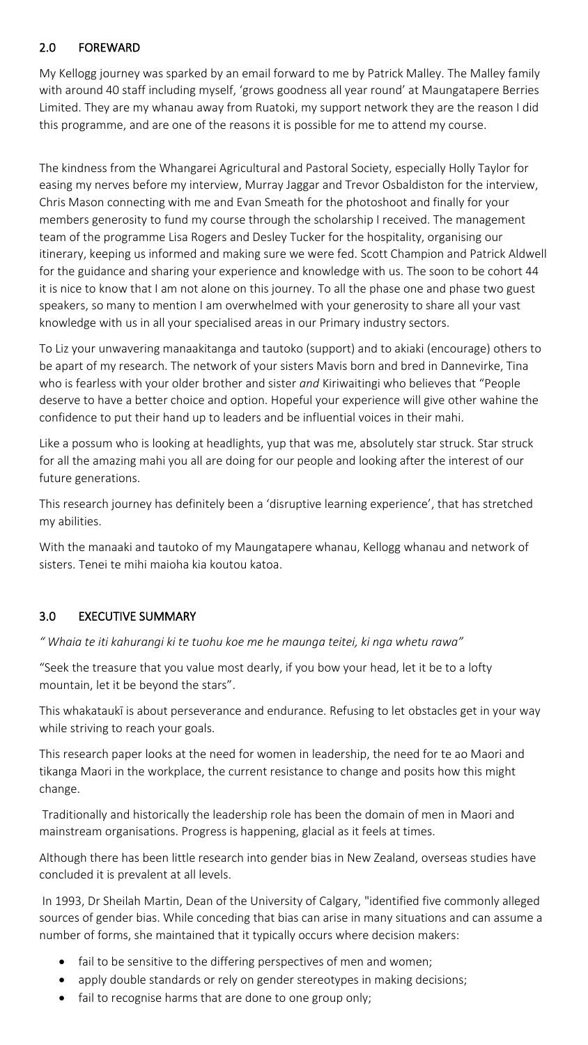## 2.0 FOREWARD

My Kellogg journey was sparked by an email forward to me by Patrick Malley. The Malley family with around 40 staff including myself, 'grows goodness all year round' at Maungatapere Berries Limited. They are my whanau away from Ruatoki, my support network they are the reason I did this programme, and are one of the reasons it is possible for me to attend my course.

The kindness from the Whangarei Agricultural and Pastoral Society, especially Holly Taylor for easing my nerves before my interview, Murray Jaggar and Trevor Osbaldiston for the interview, Chris Mason connecting with me and Evan Smeath for the photoshoot and finally for your members generosity to fund my course through the scholarship I received. The management team of the programme Lisa Rogers and Desley Tucker for the hospitality, organising our itinerary, keeping us informed and making sure we were fed. Scott Champion and Patrick Aldwell for the guidance and sharing your experience and knowledge with us. The soon to be cohort 44 it is nice to know that I am not alone on this journey. To all the phase one and phase two guest speakers, so many to mention I am overwhelmed with your generosity to share all your vast knowledge with us in all your specialised areas in our Primary industry sectors.

To Liz your unwavering manaakitanga and tautoko (support) and to akiaki (encourage) others to be apart of my research. The network of your sisters Mavis born and bred in Dannevirke, Tina who is fearless with your older brother and sister *and* Kiriwaitingi who believes that "People deserve to have a better choice and option. Hopeful your experience will give other wahine the confidence to put their hand up to leaders and be influential voices in their mahi.

Like a possum who is looking at headlights, yup that was me, absolutely star struck. Star struck for all the amazing mahi you all are doing for our people and looking after the interest of our future generations.

This research journey has definitely been a 'disruptive learning experience', that has stretched my abilities.

With the manaaki and tautoko of my Maungatapere whanau, Kellogg whanau and network of sisters. Tenei te mihi maioha kia koutou katoa.

## 3.0 EXECUTIVE SUMMARY

*" Whaia te iti kahurangi ki te tuohu koe me he maunga teitei, ki nga whetu rawa"*

"Seek the treasure that you value most dearly, if you bow your head, let it be to a lofty mountain, let it be beyond the stars".

This whakataukī is about perseverance and endurance. Refusing to let obstacles get in your way while striving to reach your goals.

This research paper looks at the need for women in leadership, the need for te ao Maori and tikanga Maori in the workplace, the current resistance to change and posits how this might change.

Traditionally and historically the leadership role has been the domain of men in Maori and mainstream organisations. Progress is happening, glacial as it feels at times.

Although there has been little research into gender bias in New Zealand, overseas studies have concluded it is prevalent at all levels.

In 1993, Dr Sheilah Martin, Dean of the University of Calgary, "identified five commonly alleged sources of gender bias. While conceding that bias can arise in many situations and can assume a number of forms, she maintained that it typically occurs where decision makers:

- fail to be sensitive to the differing perspectives of men and women;
- apply double standards or rely on gender stereotypes in making decisions;
- fail to recognise harms that are done to one group only;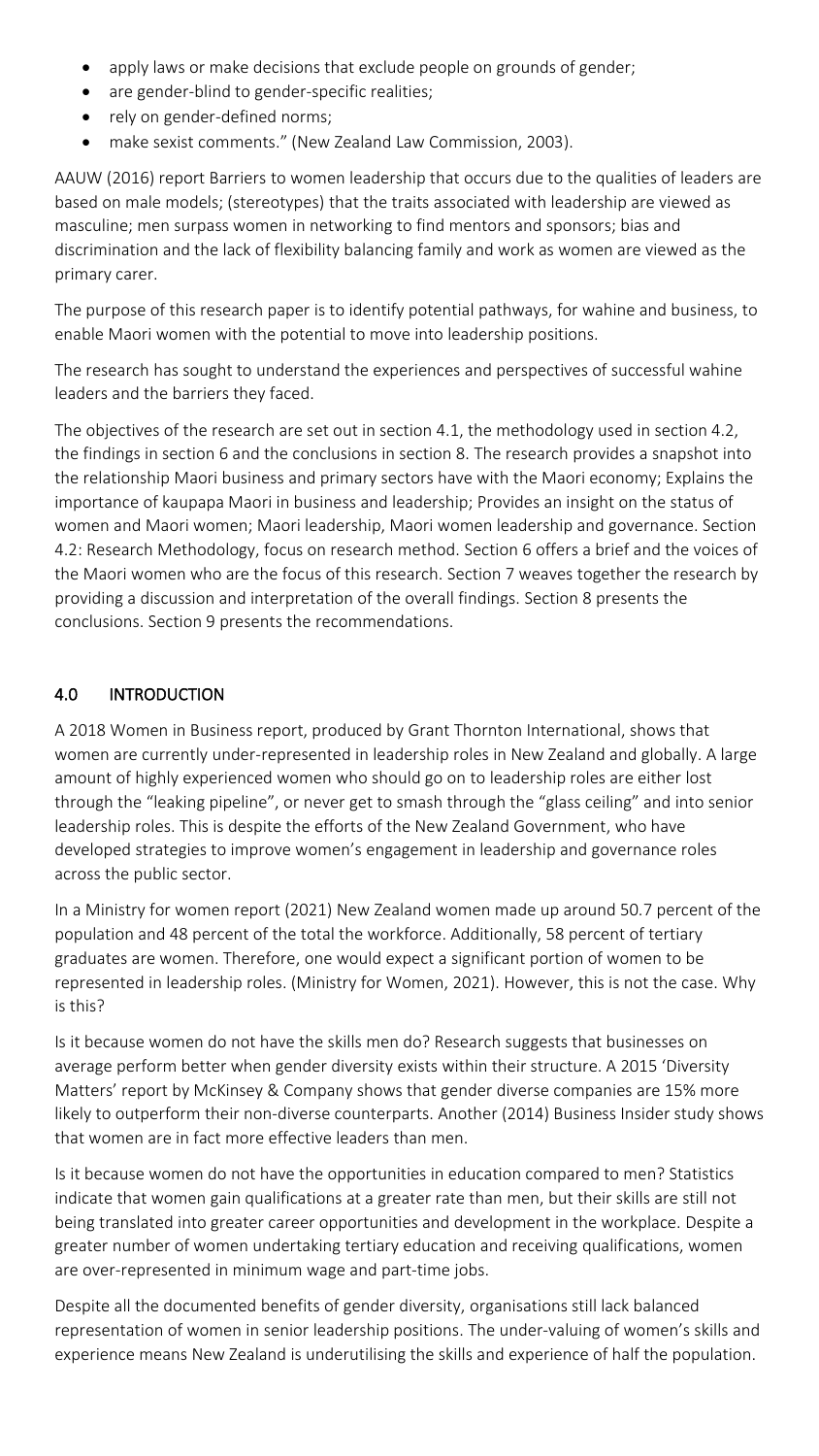- apply laws or make decisions that exclude people on grounds of gender;
- are gender-blind to gender-specific realities;
- rely on gender-defined norms;
- make sexist comments." (New Zealand Law Commission, 2003).

AAUW (2016) report Barriers to women leadership that occurs due to the qualities of leaders are based on male models; (stereotypes) that the traits associated with leadership are viewed as masculine; men surpass women in networking to find mentors and sponsors; bias and discrimination and the lack of flexibility balancing family and work as women are viewed as the primary carer.

The purpose of this research paper is to identify potential pathways, for wahine and business, to enable Maori women with the potential to move into leadership positions.

The research has sought to understand the experiences and perspectives of successful wahine leaders and the barriers they faced.

The objectives of the research are set out in section 4.1, the methodology used in section 4.2, the findings in section 6 and the conclusions in section 8. The research provides a snapshot into the relationship Maori business and primary sectors have with the Maori economy; Explains the importance of kaupapa Maori in business and leadership; Provides an insight on the status of women and Maori women; Maori leadership, Maori women leadership and governance. Section 4.2: Research Methodology, focus on research method. Section 6 offers a brief and the voices of the Maori women who are the focus of this research. Section 7 weaves together the research by providing a discussion and interpretation of the overall findings. Section 8 presents the conclusions. Section 9 presents the recommendations.

## 4.0 INTRODUCTION

A 2018 Women in Business report, produced by Grant Thornton International, shows that women are currently under-represented in leadership roles in New Zealand and globally. A large amount of highly experienced women who should go on to leadership roles are either lost through the "leaking pipeline", or never get to smash through the "glass ceiling" and into senior leadership roles. This is despite the efforts of the New Zealand Government, who have developed strategies to improve women's engagement in leadership and governance roles across the public sector.

In a Ministry for women report (2021) New Zealand women made up around 50.7 percent of the population and 48 percent of the total the workforce. Additionally, 58 percent of tertiary graduates are women. Therefore, one would expect a significant portion of women to be represented in leadership roles. (Ministry for Women, 2021). However, this is not the case. Why is this?

Is it because women do not have the skills men do? Research suggests that businesses on average perform better when gender diversity exists within their structure. A 2015 'Diversity Matters' report by McKinsey & Company shows that gender diverse companies are 15% more likely to outperform their non-diverse counterparts. Another (2014) Business Insider study shows that women are in fact more effective leaders than men.

Is it because women do not have the opportunities in education compared to men? Statistics indicate that women gain qualifications at a greater rate than men, but their skills are still not being translated into greater career opportunities and development in the workplace. Despite a greater number of women undertaking tertiary education and receiving qualifications, women are over-represented in minimum wage and part-time jobs.

Despite all the documented benefits of gender diversity, organisations still lack balanced representation of women in senior leadership positions. The under-valuing of women's skills and experience means New Zealand is underutilising the skills and experience of half the population.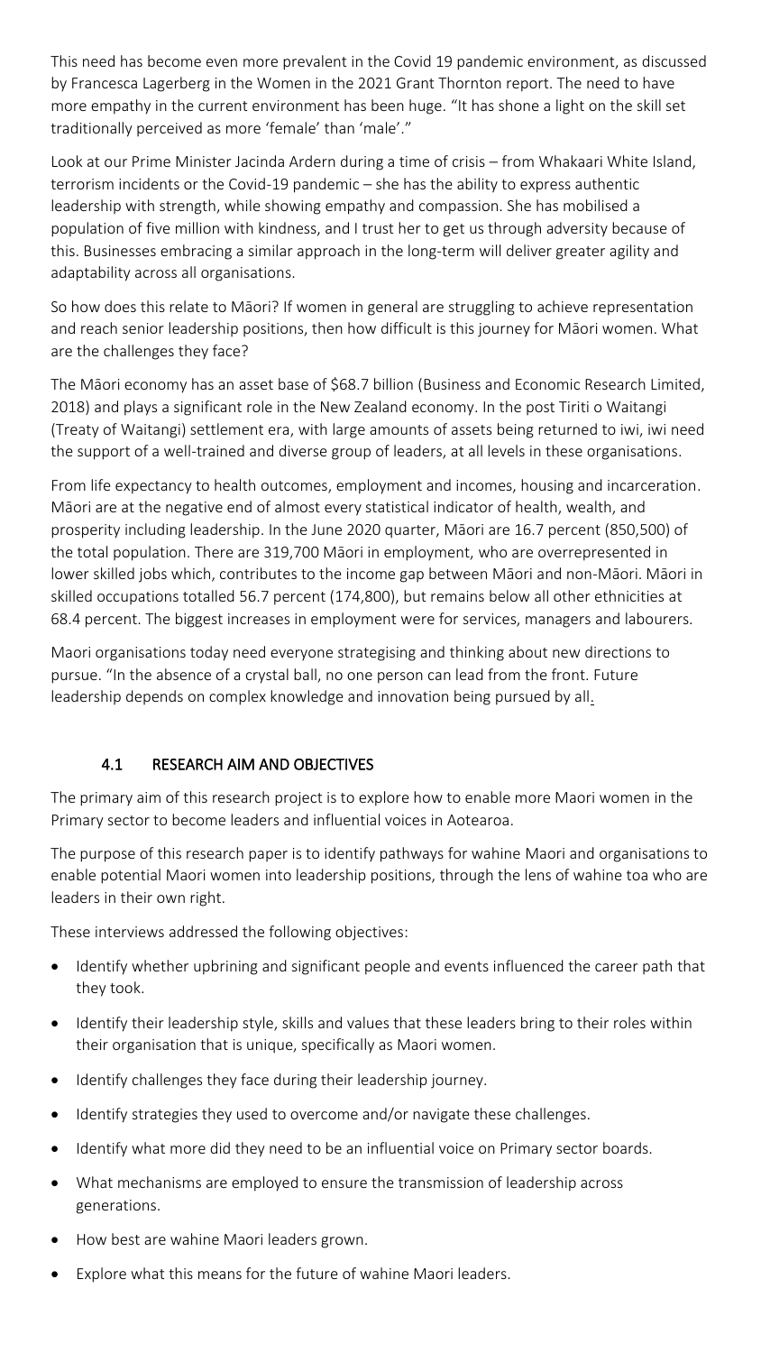This need has become even more prevalent in the Covid 19 pandemic environment, as discussed by Francesca Lagerberg in the Women in the 2021 Grant Thornton report. The need to have more empathy in the current environment has been huge. "It has shone a light on the skill set traditionally perceived as more 'female' than 'male'."

Look at our Prime Minister Jacinda Ardern during a time of crisis – from Whakaari White Island, terrorism incidents or the Covid-19 pandemic – she has the ability to express authentic leadership with strength, while showing empathy and compassion. She has mobilised a population of five million with kindness, and I trust her to get us through adversity because of this. Businesses embracing a similar approach in the long-term will deliver greater agility and adaptability across all organisations.

So how does this relate to Māori? If women in general are struggling to achieve representation and reach senior leadership positions, then how difficult is this journey for Māori women. What are the challenges they face?

The Māori economy has an asset base of $68.7 billion (Business and Economic Research Limited, 2018) and plays a significant role in the New Zealand economy. In the post Tiriti o Waitangi (Treaty of Waitangi) settlement era, with large amounts of assets being returned to iwi, iwi need the support of a well-trained and diverse group of leaders, at all levels in these organisations.

From life expectancy to health outcomes, employment and incomes, housing and incarceration. Māori are at the negative end of almost every statistical indicator of health, wealth, and prosperity including leadership. In the June 2020 quarter, Māori are 16.7 percent (850,500) of the total population. There are 319,700 Māori in employment, who are overrepresented in lower skilled jobs which, contributes to the income gap between Māori and non-Māori. Māori in skilled occupations totalled 56.7 percent (174,800), but remains below all other ethnicities at 68.4 percent. The biggest increases in employment were for services, managers and labourers.

Maori organisations today need everyone strategising and thinking about new directions to pursue. "In the absence of a crystal ball, no one person can lead from the front. Future leadership depends on complex knowledge and innovation being pursued by all.

## 4.1 RESEARCH AIM AND OBJECTIVES

The primary aim of this research project is to explore how to enable more Maori women in the Primary sector to become leaders and influential voices in Aotearoa.

The purpose of this research paper is to identify pathways for wahine Maori and organisations to enable potential Maori women into leadership positions, through the lens of wahine toa who are leaders in their own right.

These interviews addressed the following objectives:

- Identify whether upbrining and significant people and events influenced the career path that they took.
- Identify their leadership style, skills and values that these leaders bring to their roles within their organisation that is unique, specifically as Maori women.
- Identify challenges they face during their leadership journey.
- Identify strategies they used to overcome and/or navigate these challenges.
- Identify what more did they need to be an influential voice on Primary sector boards.
- What mechanisms are employed to ensure the transmission of leadership across generations.
- How best are wahine Maori leaders grown.
- Explore what this means for the future of wahine Maori leaders.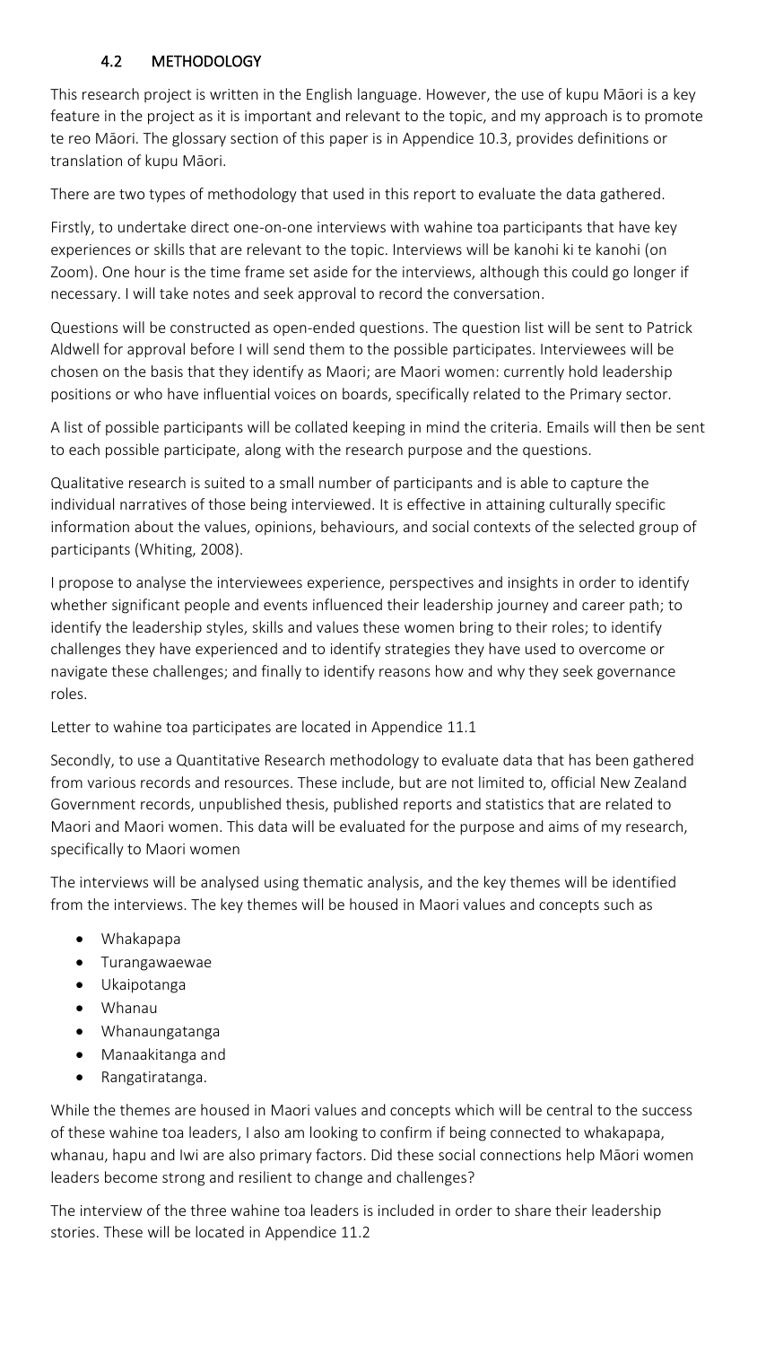## 4.2 METHODOLOGY

This research project is written in the English language. However, the use of kupu Māori is a key feature in the project as it is important and relevant to the topic, and my approach is to promote te reo Māori. The glossary section of this paper is in Appendice 10.3, provides definitions or translation of kupu Māori.

There are two types of methodology that used in this report to evaluate the data gathered.

Firstly, to undertake direct one-on-one interviews with wahine toa participants that have key experiences or skills that are relevant to the topic. Interviews will be kanohi ki te kanohi (on Zoom). One hour is the time frame set aside for the interviews, although this could go longer if necessary. I will take notes and seek approval to record the conversation.

Questions will be constructed as open-ended questions. The question list will be sent to Patrick Aldwell for approval before I will send them to the possible participates. Interviewees will be chosen on the basis that they identify as Maori; are Maori women: currently hold leadership positions or who have influential voices on boards, specifically related to the Primary sector.

A list of possible participants will be collated keeping in mind the criteria. Emails will then be sent to each possible participate, along with the research purpose and the questions.

Qualitative research is suited to a small number of participants and is able to capture the individual narratives of those being interviewed. It is effective in attaining culturally specific information about the values, opinions, behaviours, and social contexts of the selected group of participants (Whiting, 2008).

I propose to analyse the interviewees experience, perspectives and insights in order to identify whether significant people and events influenced their leadership journey and career path; to identify the leadership styles, skills and values these women bring to their roles; to identify challenges they have experienced and to identify strategies they have used to overcome or navigate these challenges; and finally to identify reasons how and why they seek governance roles.

Letter to wahine toa participates are located in Appendice 11.1

Secondly, to use a Quantitative Research methodology to evaluate data that has been gathered from various records and resources. These include, but are not limited to, official New Zealand Government records, unpublished thesis, published reports and statistics that are related to Maori and Maori women. This data will be evaluated for the purpose and aims of my research, specifically to Maori women

The interviews will be analysed using thematic analysis, and the key themes will be identified from the interviews. The key themes will be housed in Maori values and concepts such as

- Whakapapa
- Turangawaewae
- Ukaipotanga
- Whanau
- Whanaungatanga
- Manaakitanga and
- Rangatiratanga.

While the themes are housed in Maori values and concepts which will be central to the success of these wahine toa leaders, I also am looking to confirm if being connected to whakapapa, whanau, hapu and Iwi are also primary factors. Did these social connections help Māori women leaders become strong and resilient to change and challenges?

The interview of the three wahine toa leaders is included in order to share their leadership stories. These will be located in Appendice 11.2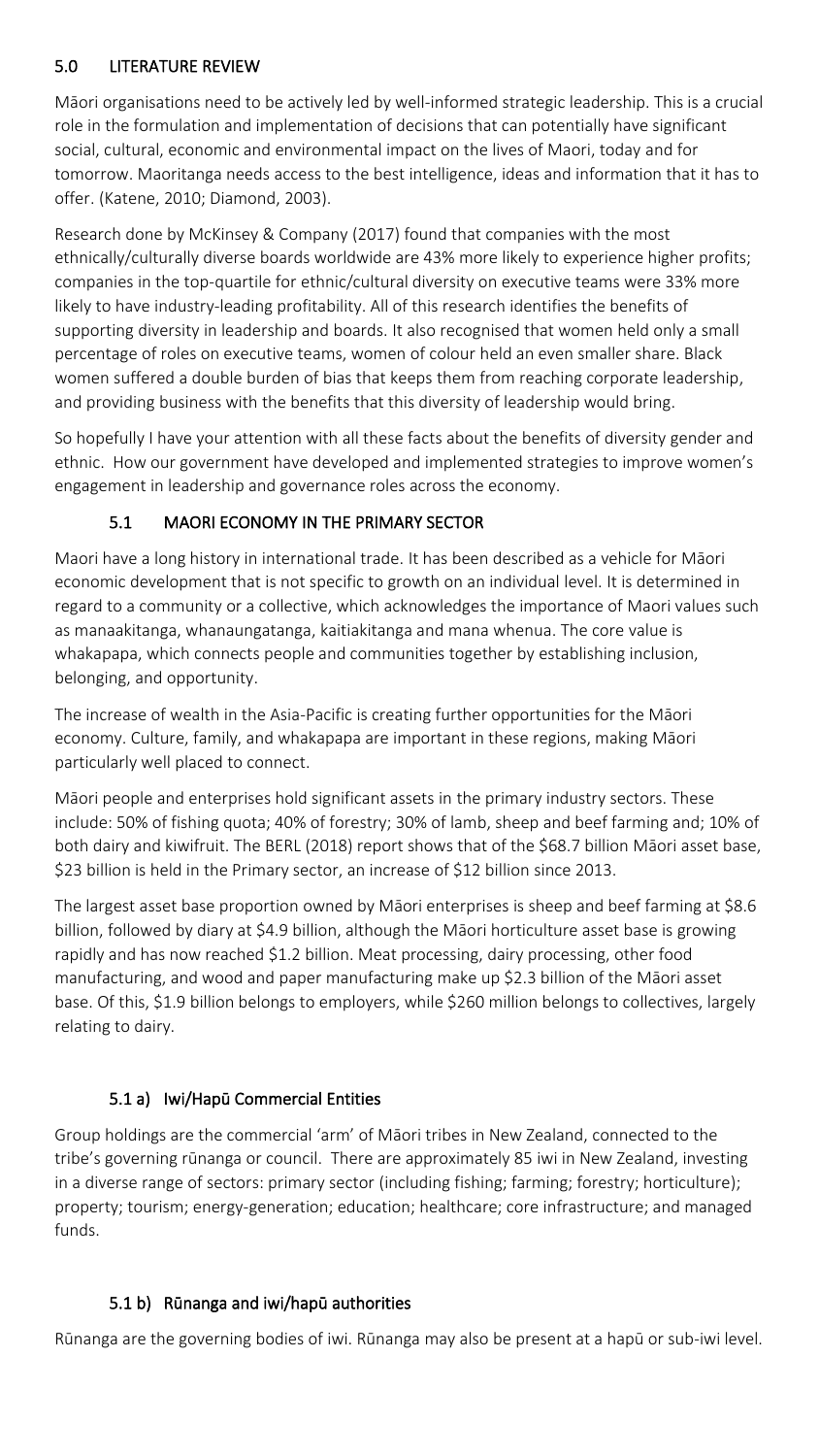## 5.0 LITERATURE REVIEW

Māori organisations need to be actively led by well-informed strategic leadership. This is a crucial role in the formulation and implementation of decisions that can potentially have significant social, cultural, economic and environmental impact on the lives of Maori, today and for tomorrow. Maoritanga needs access to the best intelligence, ideas and information that it has to offer. (Katene, 2010; Diamond, 2003).

Research done by McKinsey & Company (2017) found that companies with the most ethnically/culturally diverse boards worldwide are 43% more likely to experience higher profits; companies in the top-quartile for ethnic/cultural diversity on executive teams were 33% more likely to have industry-leading profitability. All of this research identifies the benefits of supporting diversity in leadership and boards. It also recognised that women held only a small percentage of roles on executive teams, women of colour held an even smaller share. Black women suffered a double burden of bias that keeps them from reaching corporate leadership, and providing business with the benefits that this diversity of leadership would bring.

So hopefully I have your attention with all these facts about the benefits of diversity gender and ethnic. How our government have developed and implemented strategies to improve women's engagement in leadership and governance roles across the economy.

### 5.1 MAORI ECONOMY IN THE PRIMARY SECTOR

Maori have a long history in international trade. It has been described as a vehicle for Māori economic development that is not specific to growth on an individual level. It is determined in regard to a community or a collective, which acknowledges the importance of Maori values such as manaakitanga, whanaungatanga, kaitiakitanga and mana whenua. The core value is whakapapa, which connects people and communities together by establishing inclusion, belonging, and opportunity.

The increase of wealth in the Asia-Pacific is creating further opportunities for the Māori economy. Culture, family, and whakapapa are important in these regions, making Māori particularly well placed to connect.

Māori people and enterprises hold significant assets in the primary industry sectors. These include: 50% of fishing quota; 40% of forestry; 30% of lamb, sheep and beef farming and; 10% of both dairy and kiwifruit. The BERL (2018) report shows that of the $68.7 billion Māori asset base, $23 billion is held in the Primary sector, an increase of $12 billion since 2013.

The largest asset base proportion owned by Māori enterprises is sheep and beef farming at $8.6 billion, followed by diary at $4.9 billion, although the Māori horticulture asset base is growing rapidly and has now reached $1.2 billion. Meat processing, dairy processing, other food manufacturing, and wood and paper manufacturing make up $2.3 billion of the Māori asset base. Of this, $1.9 billion belongs to employers, while $260 million belongs to collectives, largely relating to dairy.

#### 5.1 a) Iwi/Hapū Commercial Entities

Group holdings are the commercial 'arm' of Māori tribes in New Zealand, connected to the tribe's governing rūnanga or council. There are approximately 85 iwi in New Zealand, investing in a diverse range of sectors: primary sector (including fishing; farming; forestry; horticulture); property; tourism; energy-generation; education; healthcare; core infrastructure; and managed funds.

#### 5.1 b) Rūnanga and iwi/hapū authorities

Rūnanga are the governing bodies of iwi. Rūnanga may also be present at a hapū or sub-iwi level.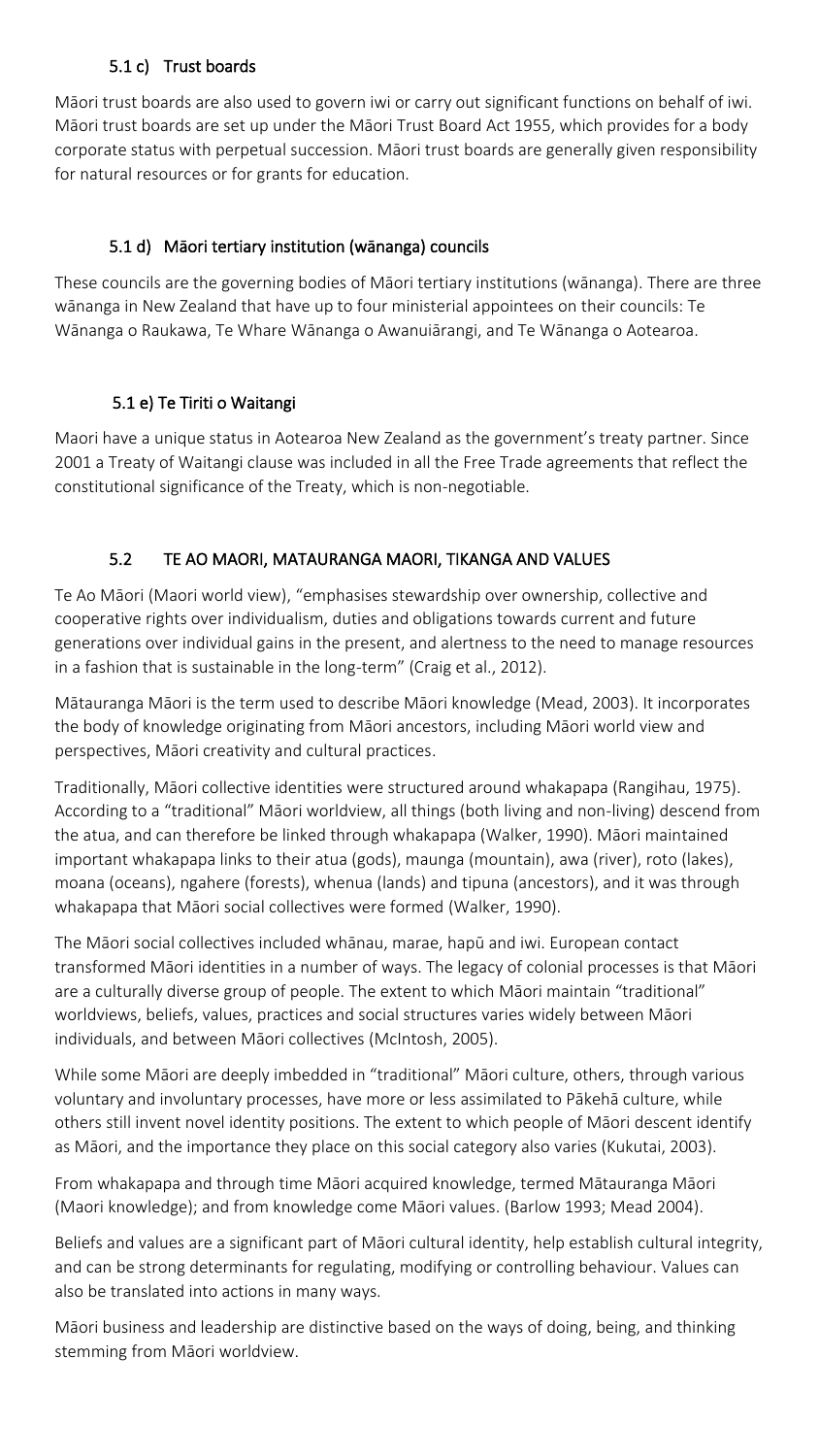### 5.1 c) Trust boards

Māori trust boards are also used to govern iwi or carry out significant functions on behalf of iwi. Māori trust boards are set up under the Māori Trust Board Act 1955, which provides for a body corporate status with perpetual succession. Māori trust boards are generally given responsibility for natural resources or for grants for education.

### 5.1 d) Māori tertiary institution (wānanga) councils

These councils are the governing bodies of Māori tertiary institutions (wānanga). There are three wānanga in New Zealand that have up to four ministerial appointees on their councils: Te Wānanga o Raukawa, Te Whare Wānanga o Awanuiārangi, and Te Wānanga o Aotearoa.

### 5.1 e) Te Tiriti o Waitangi

Maori have a unique status in Aotearoa New Zealand as the government's treaty partner. Since 2001 a Treaty of Waitangi clause was included in all the Free Trade agreements that reflect the constitutional significance of the Treaty, which is non-negotiable.

## 5.2 TE AO MAORI, MATAURANGA MAORI, TIKANGA AND VALUES

Te Ao Māori (Maori world view), "emphasises stewardship over ownership, collective and cooperative rights over individualism, duties and obligations towards current and future generations over individual gains in the present, and alertness to the need to manage resources in a fashion that is sustainable in the long-term" (Craig et al., 2012).

Mātauranga Māori is the term used to describe Māori knowledge (Mead, 2003). It incorporates the body of knowledge originating from Māori ancestors, including Māori world view and perspectives, Māori creativity and cultural practices.

Traditionally, Māori collective identities were structured around whakapapa (Rangihau, 1975). According to a "traditional" Māori worldview, all things (both living and non-living) descend from the atua, and can therefore be linked through whakapapa (Walker, 1990). Māori maintained important whakapapa links to their atua (gods), maunga (mountain), awa (river), roto (lakes), moana (oceans), ngahere (forests), whenua (lands) and tipuna (ancestors), and it was through whakapapa that Māori social collectives were formed (Walker, 1990).

The Māori social collectives included whānau, marae, hapū and iwi. European contact transformed Māori identities in a number of ways. The legacy of colonial processes is that Māori are a culturally diverse group of people. The extent to which Māori maintain "traditional" worldviews, beliefs, values, practices and social structures varies widely between Māori individuals, and between Māori collectives (McIntosh, 2005).

While some Māori are deeply imbedded in "traditional" Māori culture, others, through various voluntary and involuntary processes, have more or less assimilated to Pākehā culture, while others still invent novel identity positions. The extent to which people of Māori descent identify as Māori, and the importance they place on this social category also varies (Kukutai, 2003).

From whakapapa and through time Māori acquired knowledge, termed Mātauranga Māori (Maori knowledge); and from knowledge come Māori values. (Barlow 1993; Mead 2004).

Beliefs and values are a significant part of Māori cultural identity, help establish cultural integrity, and can be strong determinants for regulating, modifying or controlling behaviour. Values can also be translated into actions in many ways.

Māori business and leadership are distinctive based on the ways of doing, being, and thinking stemming from Māori worldview.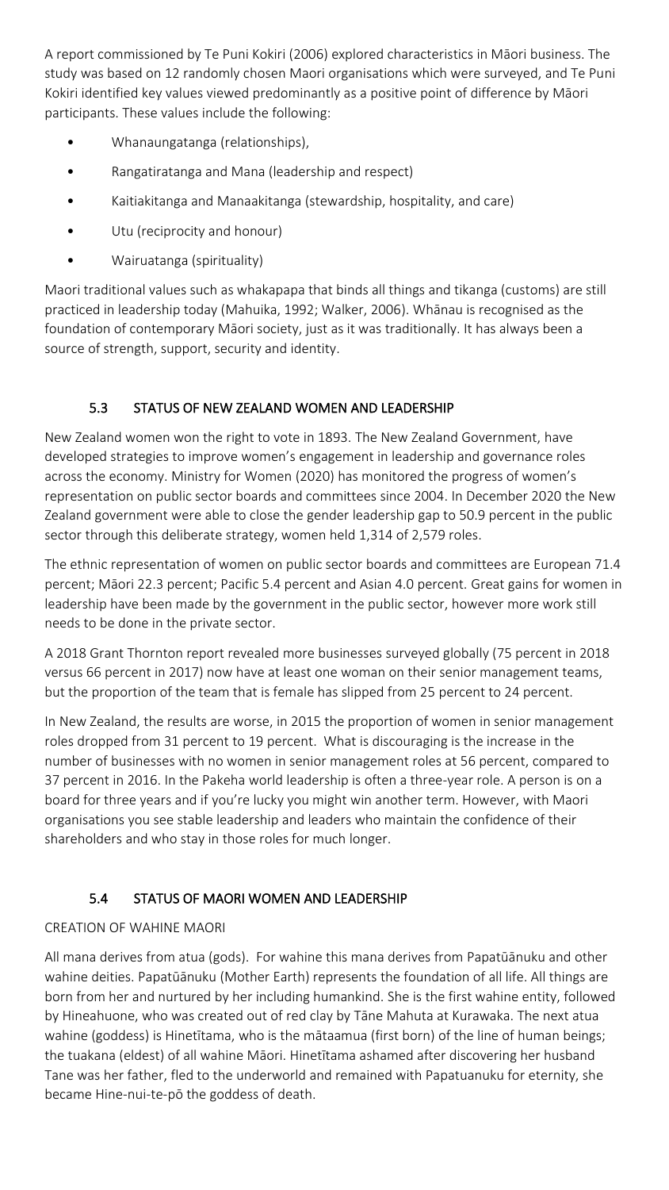A report commissioned by Te Puni Kokiri (2006) explored characteristics in Māori business. The study was based on 12 randomly chosen Maori organisations which were surveyed, and Te Puni Kokiri identified key values viewed predominantly as a positive point of difference by Māori participants. These values include the following:

- Whanaungatanga (relationships),
- Rangatiratanga and Mana (leadership and respect)
- Kaitiakitanga and Manaakitanga (stewardship, hospitality, and care)
- Utu (reciprocity and honour)
- Wairuatanga (spirituality)

Maori traditional values such as whakapapa that binds all things and tikanga (customs) are still practiced in leadership today (Mahuika, 1992; Walker, 2006). Whānau is recognised as the foundation of contemporary Māori society, just as it was traditionally. It has always been a source of strength, support, security and identity.

## 5.3 STATUS OF NEW ZEALAND WOMEN AND LEADERSHIP

New Zealand women won the right to vote in 1893. The New Zealand Government, have developed strategies to improve women's engagement in leadership and governance roles across the economy. Ministry for Women (2020) has monitored the progress of women's representation on public sector boards and committees since 2004. In December 2020 the New Zealand government were able to close the gender leadership gap to 50.9 percent in the public sector through this deliberate strategy, women held 1,314 of 2,579 roles.

The ethnic representation of women on public sector boards and committees are European 71.4 percent; Māori 22.3 percent; Pacific 5.4 percent and Asian 4.0 percent. Great gains for women in leadership have been made by the government in the public sector, however more work still needs to be done in the private sector.

A 2018 Grant Thornton report revealed more businesses surveyed globally (75 percent in 2018 versus 66 percent in 2017) now have at least one woman on their senior management teams, but the proportion of the team that is female has slipped from 25 percent to 24 percent.

In New Zealand, the results are worse, in 2015 the proportion of women in senior management roles dropped from 31 percent to 19 percent. What is discouraging is the increase in the number of businesses with no women in senior management roles at 56 percent, compared to 37 percent in 2016. In the Pakeha world leadership is often a three-year role. A person is on a board for three years and if you're lucky you might win another term. However, with Maori organisations you see stable leadership and leaders who maintain the confidence of their shareholders and who stay in those roles for much longer.

## 5.4 STATUS OF MAORI WOMEN AND LEADERSHIP

### CREATION OF WAHINE MAORI

All mana derives from atua (gods). For wahine this mana derives from Papatūānuku and other wahine deities. Papatūānuku (Mother Earth) represents the foundation of all life. All things are born from her and nurtured by her including humankind. She is the first wahine entity, followed by Hineahuone, who was created out of red clay by Tāne Mahuta at Kurawaka. The next atua wahine (goddess) is Hinetītama, who is the mātaamua (first born) of the line of human beings; the tuakana (eldest) of all wahine Māori. Hinetītama ashamed after discovering her husband Tane was her father, fled to the underworld and remained with Papatuanuku for eternity, she became Hine-nui-te-pō the goddess of death.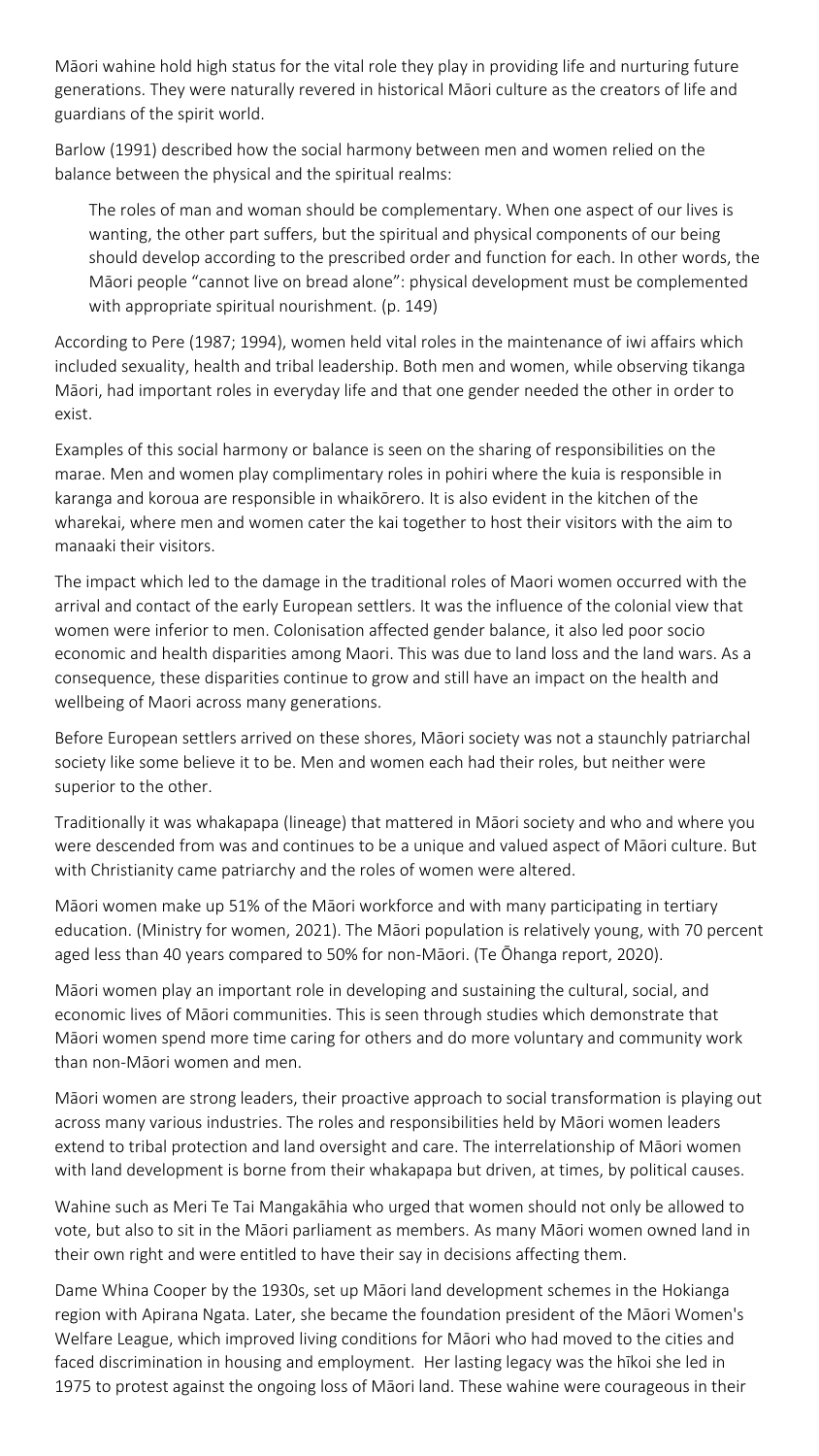Māori wahine hold high status for the vital role they play in providing life and nurturing future generations. They were naturally revered in historical Māori culture as the creators of life and guardians of the spirit world.

Barlow (1991) described how the social harmony between men and women relied on the balance between the physical and the spiritual realms:

> The roles of man and woman should be complementary. When one aspect of our lives is wanting, the other part suffers, but the spiritual and physical components of our being should develop according to the prescribed order and function for each. In other words, the Māori people "cannot live on bread alone": physical development must be complemented with appropriate spiritual nourishment. (p. 149)

According to Pere (1987; 1994), women held vital roles in the maintenance of iwi affairs which included sexuality, health and tribal leadership. Both men and women, while observing tikanga Māori, had important roles in everyday life and that one gender needed the other in order to exist.

Examples of this social harmony or balance is seen on the sharing of responsibilities on the marae. Men and women play complimentary roles in pohiri where the kuia is responsible in karanga and koroua are responsible in whaikōrero. It is also evident in the kitchen of the wharekai, where men and women cater the kai together to host their visitors with the aim to manaaki their visitors.

The impact which led to the damage in the traditional roles of Maori women occurred with the arrival and contact of the early European settlers. It was the influence of the colonial view that women were inferior to men. Colonisation affected gender balance, it also led poor socio economic and health disparities among Maori. This was due to land loss and the land wars. As a consequence, these disparities continue to grow and still have an impact on the health and wellbeing of Maori across many generations.

Before European settlers arrived on these shores, Māori society was not a staunchly patriarchal society like some believe it to be. Men and women each had their roles, but neither were superior to the other.

Traditionally it was whakapapa (lineage) that mattered in Māori society and who and where you were descended from was and continues to be a unique and valued aspect of Māori culture. But with Christianity came patriarchy and the roles of women were altered.

Māori women make up 51% of the Māori workforce and with many participating in tertiary education. (Ministry for women, 2021). The Māori population is relatively young, with 70 percent aged less than 40 years compared to 50% for non-Māori. (Te Ōhanga report, 2020).

Māori women play an important role in developing and sustaining the cultural, social, and economic lives of Māori communities. This is seen through studies which demonstrate that Māori women spend more time caring for others and do more voluntary and community work than non-Māori women and men.

Māori women are strong leaders, their proactive approach to social transformation is playing out across many various industries. The roles and responsibilities held by Māori women leaders extend to tribal protection and land oversight and care. The interrelationship of Māori women with land development is borne from their whakapapa but driven, at times, by political causes.

Wahine such as Meri Te Tai Mangakāhia who urged that women should not only be allowed to vote, but also to sit in the Māori parliament as members. As many Māori women owned land in their own right and were entitled to have their say in decisions affecting them.

Dame Whina Cooper by the 1930s, set up Māori land development schemes in the Hokianga region with Apirana Ngata. Later, she became the foundation president of the Māori Women's Welfare League, which improved living conditions for Māori who had moved to the cities and faced discrimination in housing and employment. Her lasting legacy was the hīkoi she led in 1975 to protest against the ongoing loss of Māori land. These wahine were courageous in their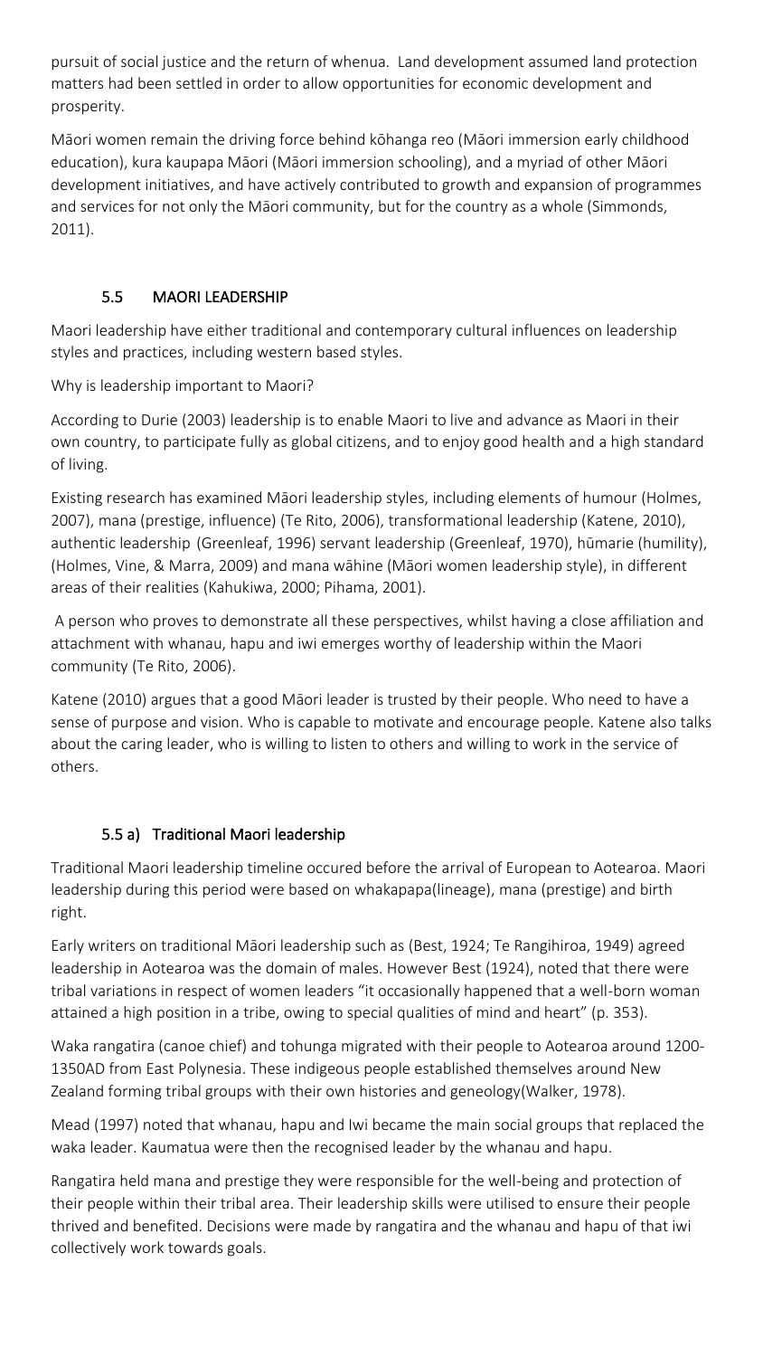pursuit of social justice and the return of whenua. Land development assumed land protection matters had been settled in order to allow opportunities for economic development and prosperity.

Māori women remain the driving force behind kōhanga reo (Māori immersion early childhood education), kura kaupapa Māori (Māori immersion schooling), and a myriad of other Māori development initiatives, and have actively contributed to growth and expansion of programmes and services for not only the Māori community, but for the country as a whole (Simmonds, 2011).

## 5.5 MAORI LEADERSHIP

Maori leadership have either traditional and contemporary cultural influences on leadership styles and practices, including western based styles.

Why is leadership important to Maori?

According to Durie (2003) leadership is to enable Maori to live and advance as Maori in their own country, to participate fully as global citizens, and to enjoy good health and a high standard of living.

Existing research has examined Māori leadership styles, including elements of humour (Holmes, 2007), mana (prestige, influence) (Te Rito, 2006), transformational leadership (Katene, 2010), authentic leadership (Greenleaf, 1996) servant leadership (Greenleaf, 1970), hūmarie (humility), (Holmes, Vine, & Marra, 2009) and mana wāhine (Māori women leadership style), in different areas of their realities (Kahukiwa, 2000; Pihama, 2001).

A person who proves to demonstrate all these perspectives, whilst having a close affiliation and attachment with whanau, hapu and iwi emerges worthy of leadership within the Maori community (Te Rito, 2006).

Katene (2010) argues that a good Māori leader is trusted by their people. Who need to have a sense of purpose and vision. Who is capable to motivate and encourage people. Katene also talks about the caring leader, who is willing to listen to others and willing to work in the service of others.

### 5.5 a) Traditional Maori leadership

Traditional Maori leadership timeline occured before the arrival of European to Aotearoa. Maori leadership during this period were based on whakapapa(lineage), mana (prestige) and birth right.

Early writers on traditional Māori leadership such as (Best, 1924; Te Rangihiroa, 1949) agreed leadership in Aotearoa was the domain of males. However Best (1924), noted that there were tribal variations in respect of women leaders "it occasionally happened that a well-born woman attained a high position in a tribe, owing to special qualities of mind and heart" (p. 353).

Waka rangatira (canoe chief) and tohunga migrated with their people to Aotearoa around 1200-1350AD from East Polynesia. These indigeous people established themselves around New Zealand forming tribal groups with their own histories and geneology(Walker, 1978).

Mead (1997) noted that whanau, hapu and Iwi became the main social groups that replaced the waka leader. Kaumatua were then the recognised leader by the whanau and hapu.

Rangatira held mana and prestige they were responsible for the well-being and protection of their people within their tribal area. Their leadership skills were utilised to ensure their people thrived and benefited. Decisions were made by rangatira and the whanau and hapu of that iwi collectively work towards goals.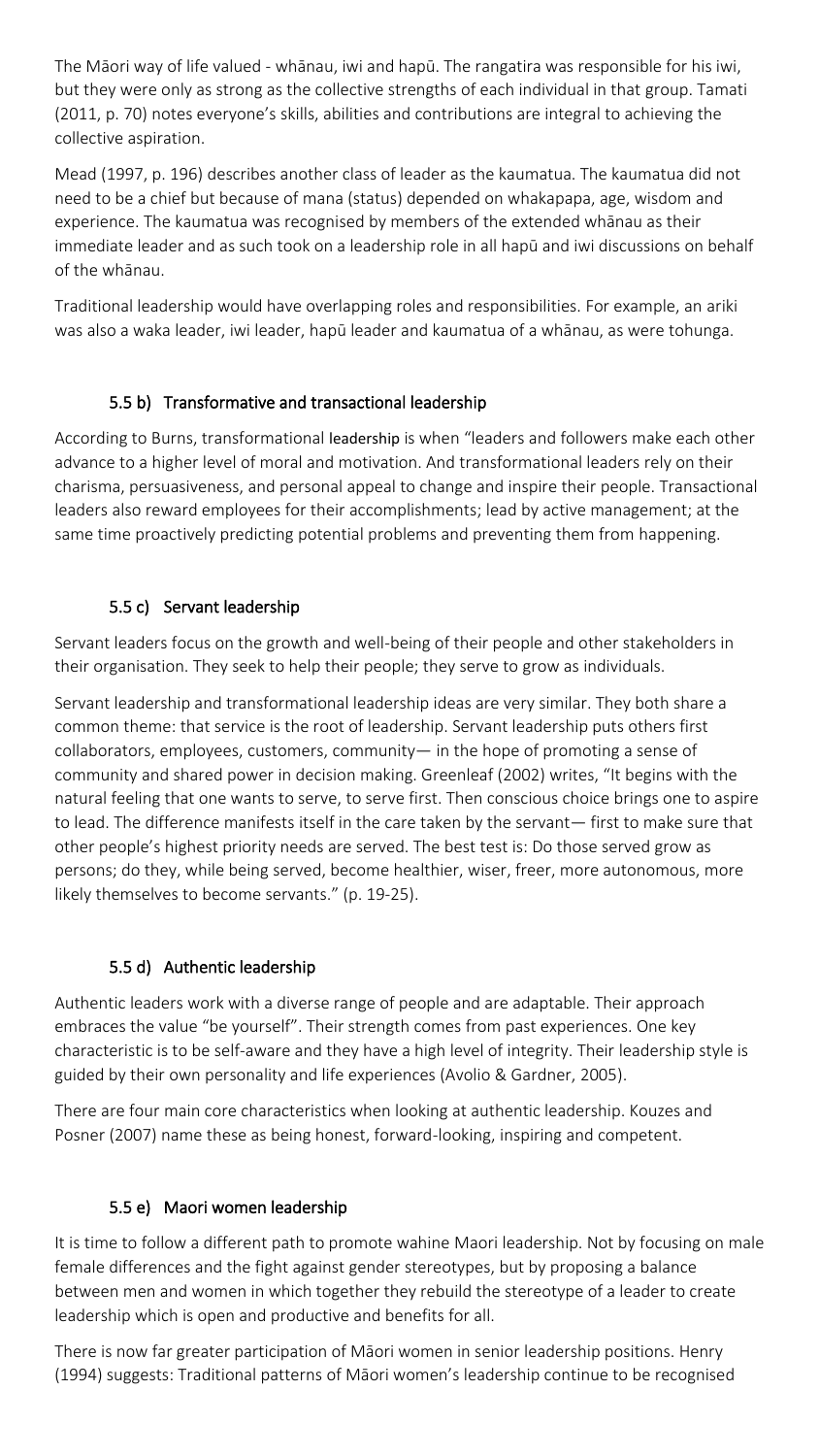The Māori way of life valued - whānau, iwi and hapū. The rangatira was responsible for his iwi, but they were only as strong as the collective strengths of each individual in that group. Tamati (2011, p. 70) notes everyone's skills, abilities and contributions are integral to achieving the collective aspiration.

Mead (1997, p. 196) describes another class of leader as the kaumatua. The kaumatua did not need to be a chief but because of mana (status) depended on whakapapa, age, wisdom and experience. The kaumatua was recognised by members of the extended whānau as their immediate leader and as such took on a leadership role in all hapū and iwi discussions on behalf of the whānau.

Traditional leadership would have overlapping roles and responsibilities. For example, an ariki was also a waka leader, iwi leader, hapū leader and kaumatua of a whānau, as were tohunga.

### 5.5 b) Transformative and transactional leadership

According to Burns, transformational leadership is when "leaders and followers make each other advance to a higher level of moral and motivation. And transformational leaders rely on their charisma, persuasiveness, and personal appeal to change and inspire their people. Transactional leaders also reward employees for their accomplishments; lead by active management; at the same time proactively predicting potential problems and preventing them from happening.

### 5.5 c) Servant leadership

Servant leaders focus on the growth and well-being of their people and other stakeholders in their organisation. They seek to help their people; they serve to grow as individuals.

Servant leadership and transformational leadership ideas are very similar. They both share a common theme: that service is the root of leadership. Servant leadership puts others first collaborators, employees, customers, community— in the hope of promoting a sense of community and shared power in decision making. Greenleaf (2002) writes, "It begins with the natural feeling that one wants to serve, to serve first. Then conscious choice brings one to aspire to lead. The difference manifests itself in the care taken by the servant— first to make sure that other people's highest priority needs are served. The best test is: Do those served grow as persons; do they, while being served, become healthier, wiser, freer, more autonomous, more likely themselves to become servants." (p. 19-25).

### 5.5 d) Authentic leadership

Authentic leaders work with a diverse range of people and are adaptable. Their approach embraces the value "be yourself". Their strength comes from past experiences. One key characteristic is to be self-aware and they have a high level of integrity. Their leadership style is guided by their own personality and life experiences (Avolio & Gardner, 2005).

There are four main core characteristics when looking at authentic leadership. Kouzes and Posner (2007) name these as being honest, forward-looking, inspiring and competent.

### 5.5 e) Maori women leadership

It is time to follow a different path to promote wahine Maori leadership. Not by focusing on male female differences and the fight against gender stereotypes, but by proposing a balance between men and women in which together they rebuild the stereotype of a leader to create leadership which is open and productive and benefits for all.

There is now far greater participation of Māori women in senior leadership positions. Henry (1994) suggests: Traditional patterns of Māori women's leadership continue to be recognised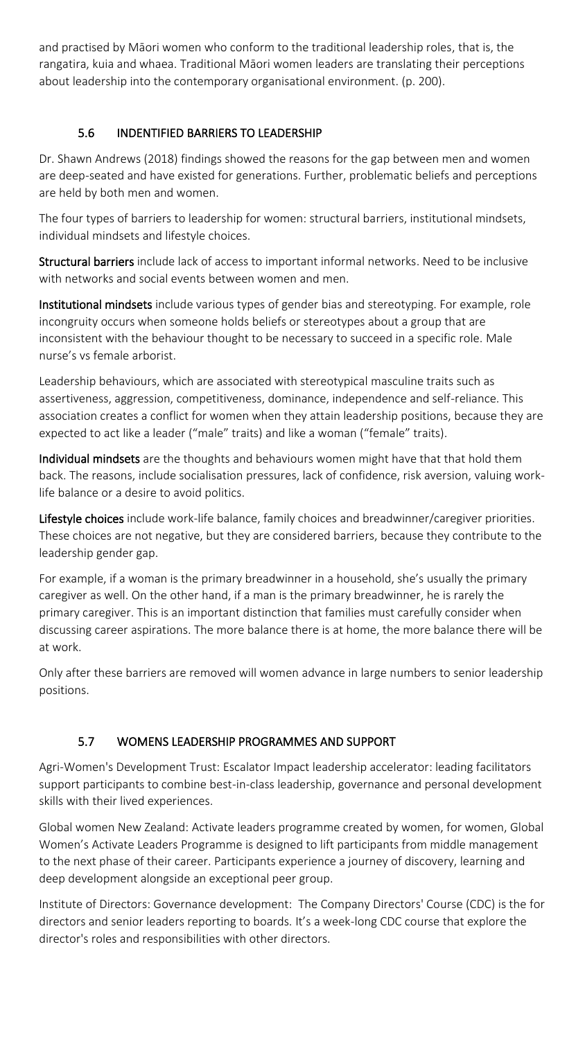and practised by Māori women who conform to the traditional leadership roles, that is, the rangatira, kuia and whaea. Traditional Māori women leaders are translating their perceptions about leadership into the contemporary organisational environment. (p. 200).

## 5.6 INDENTIFIED BARRIERS TO LEADERSHIP

Dr. Shawn Andrews (2018) findings showed the reasons for the gap between men and women are deep-seated and have existed for generations. Further, problematic beliefs and perceptions are held by both men and women.

The four types of barriers to leadership for women: structural barriers, institutional mindsets, individual mindsets and lifestyle choices.

**Structural barriers** include lack of access to important informal networks. Need to be inclusive with networks and social events between women and men.

**Institutional mindsets** include various types of gender bias and stereotyping. For example, role incongruity occurs when someone holds beliefs or stereotypes about a group that are inconsistent with the behaviour thought to be necessary to succeed in a specific role. Male nurse's vs female arborist.

Leadership behaviours, which are associated with stereotypical masculine traits such as assertiveness, aggression, competitiveness, dominance, independence and self-reliance. This association creates a conflict for women when they attain leadership positions, because they are expected to act like a leader ("male" traits) and like a woman ("female" traits).

**Individual mindsets** are the thoughts and behaviours women might have that that hold them back. The reasons, include socialisation pressures, lack of confidence, risk aversion, valuing work-life balance or a desire to avoid politics.

**Lifestyle choices** include work-life balance, family choices and breadwinner/caregiver priorities. These choices are not negative, but they are considered barriers, because they contribute to the leadership gender gap.

For example, if a woman is the primary breadwinner in a household, she's usually the primary caregiver as well. On the other hand, if a man is the primary breadwinner, he is rarely the primary caregiver. This is an important distinction that families must carefully consider when discussing career aspirations. The more balance there is at home, the more balance there will be at work.

Only after these barriers are removed will women advance in large numbers to senior leadership positions.

## 5.7 WOMENS LEADERSHIP PROGRAMMES AND SUPPORT

Agri-Women's Development Trust: Escalator Impact leadership accelerator: leading facilitators support participants to combine best-in-class leadership, governance and personal development skills with their lived experiences.

Global women New Zealand: Activate leaders programme created by women, for women, Global Women's Activate Leaders Programme is designed to lift participants from middle management to the next phase of their career. Participants experience a journey of discovery, learning and deep development alongside an exceptional peer group.

Institute of Directors: Governance development: The Company Directors' Course (CDC) is the for directors and senior leaders reporting to boards. It's a week-long CDC course that explore the director's roles and responsibilities with other directors.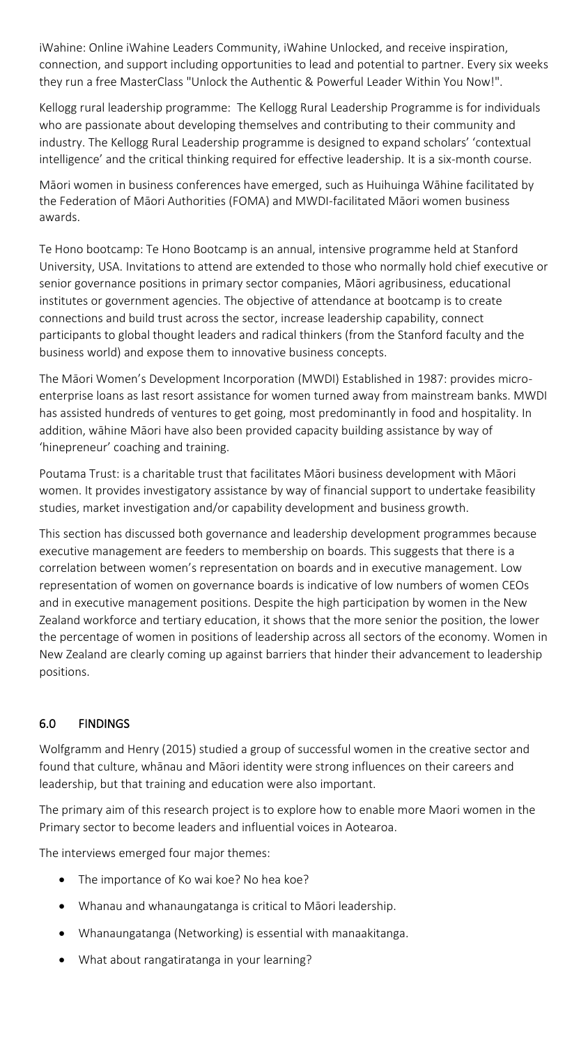iWahine: Online iWahine Leaders Community, iWahine Unlocked, and receive inspiration, connection, and support including opportunities to lead and potential to partner. Every six weeks they run a free MasterClass "Unlock the Authentic & Powerful Leader Within You Now!".

Kellogg rural leadership programme: The Kellogg Rural Leadership Programme is for individuals who are passionate about developing themselves and contributing to their community and industry. The Kellogg Rural Leadership programme is designed to expand scholars' 'contextual intelligence' and the critical thinking required for effective leadership. It is a six-month course.

Māori women in business conferences have emerged, such as Huihuinga Wāhine facilitated by the Federation of Māori Authorities (FOMA) and MWDI-facilitated Māori women business awards.

Te Hono bootcamp: Te Hono Bootcamp is an annual, intensive programme held at Stanford University, USA. Invitations to attend are extended to those who normally hold chief executive or senior governance positions in primary sector companies, Māori agribusiness, educational institutes or government agencies. The objective of attendance at bootcamp is to create connections and build trust across the sector, increase leadership capability, connect participants to global thought leaders and radical thinkers (from the Stanford faculty and the business world) and expose them to innovative business concepts.

The Māori Women's Development Incorporation (MWDI) Established in 1987: provides micro-enterprise loans as last resort assistance for women turned away from mainstream banks. MWDI has assisted hundreds of ventures to get going, most predominantly in food and hospitality. In addition, wāhine Māori have also been provided capacity building assistance by way of 'hinepreneur' coaching and training.

Poutama Trust: is a charitable trust that facilitates Māori business development with Māori women. It provides investigatory assistance by way of financial support to undertake feasibility studies, market investigation and/or capability development and business growth.

This section has discussed both governance and leadership development programmes because executive management are feeders to membership on boards. This suggests that there is a correlation between women's representation on boards and in executive management. Low representation of women on governance boards is indicative of low numbers of women CEOs and in executive management positions. Despite the high participation by women in the New Zealand workforce and tertiary education, it shows that the more senior the position, the lower the percentage of women in positions of leadership across all sectors of the economy. Women in New Zealand are clearly coming up against barriers that hinder their advancement to leadership positions.

## 6.0 FINDINGS

Wolfgramm and Henry (2015) studied a group of successful women in the creative sector and found that culture, whānau and Māori identity were strong influences on their careers and leadership, but that training and education were also important.

The primary aim of this research project is to explore how to enable more Maori women in the Primary sector to become leaders and influential voices in Aotearoa.

The interviews emerged four major themes:

- The importance of Ko wai koe? No hea koe?
- Whanau and whanaungatanga is critical to Māori leadership.
- Whanaungatanga (Networking) is essential with manaakitanga.
- What about rangatiratanga in your learning?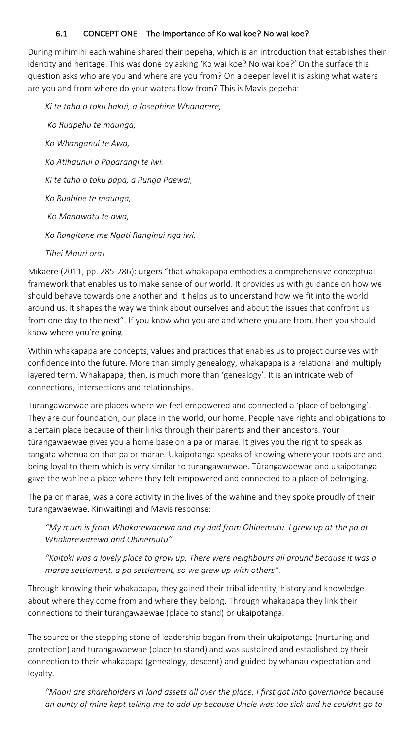### 6.1 CONCEPT ONE – The importance of Ko wai koe? No wai koe?

During mihimihi each wahine shared their pepeha, which is an introduction that establishes their identity and heritage. This was done by asking 'Ko wai koe? No wai koe?' On the surface this question asks who are you and where are you from? On a deeper level it is asking what waters are you and from where do your waters flow from? This is Mavis pepeha:

> *Ki te taha o toku hakui, a Josephine Whanarere,*
>
> *Ko Ruapehu te maunga,*
>
> *Ko Whanganui te Awa,*
>
> *Ko Atihaunui a Paparangi te iwi.*
>
> *Ki te taha o toku papa, a Punga Paewai,*
>
> *Ko Ruahine te maunga,*
>
> *Ko Manawatu te awa,*
>
> *Ko Rangitane me Ngati Ranginui nga iwi.*
>
> *Tihei Mauri ora!*

Mikaere (2011, pp. 285-286): urgers "that whakapapa embodies a comprehensive conceptual framework that enables us to make sense of our world. It provides us with guidance on how we should behave towards one another and it helps us to understand how we fit into the world around us. It shapes the way we think about ourselves and about the issues that confront us from one day to the next". If you know who you are and where you are from, then you should know where you're going.

Within whakapapa are concepts, values and practices that enables us to project ourselves with confidence into the future. More than simply genealogy, whakapapa is a relational and multiply layered term. Whakapapa, then, is much more than 'genealogy'. It is an intricate web of connections, intersections and relationships.

Tūrangawaewae are places where we feel empowered and connected a 'place of belonging'. They are our foundation, our place in the world, our home. People have rights and obligations to a certain place because of their links through their parents and their ancestors. Your tūrangawaewae gives you a home base on a pa or marae. It gives you the right to speak as tangata whenua on that pa or marae. Ukaipotanga speaks of knowing where your roots are and being loyal to them which is very similar to turangawaewae. Tūrangawaewae and ukaipotanga gave the wahine a place where they felt empowered and connected to a place of belonging.

The pa or marae, was a core activity in the lives of the wahine and they spoke proudly of their turangawaewae. Kiriwaitingi and Mavis response:

> *"My mum is from Whakarewarewa and my dad from Ohinemutu. I grew up at the pa at Whakarewarewa and Ohinemutu".*
>
> *"Kaitoki was a lovely place to grow up. There were neighbours all around because it was a marae settlement, a pa settlement, so we grew up with others".*

Through knowing their whakapapa, they gained their tribal identity, history and knowledge about where they come from and where they belong. Through whakapapa they link their connections to their turangawaewae (place to stand) or ukaipotanga.

The source or the stepping stone of leadership began from their ukaipotanga (nurturing and protection) and turangawaewae (place to stand) and was sustained and established by their connection to their whakapapa (genealogy, descent) and guided by whanau expectation and loyalty.

> *"Maori are shareholders in land assets all over the place. I first got into governance* because *an aunty of mine kept telling me to add up because Uncle was too sick and he couldnt go to*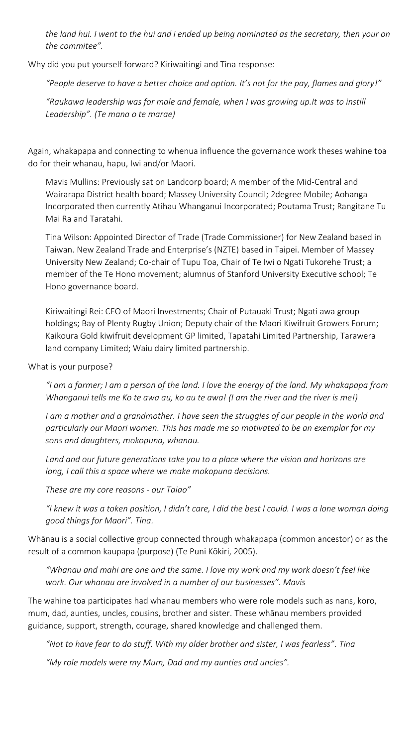*the land hui. I went to the hui and i ended up being nominated as the secretary, then your on the commitee".*

Why did you put yourself forward? Kiriwaitingi and Tina response:

> *"People deserve to have a better choice and option. It's not for the pay, flames and glory!"*
>
> *"Raukawa leadership was for male and female, when I was growing up.It was to instill Leadership". (Te mana o te marae)*

Again, whakapapa and connecting to whenua influence the governance work theses wahine toa do for their whanau, hapu, Iwi and/or Maori.

> Mavis Mullins: Previously sat on Landcorp board; A member of the Mid-Central and Wairarapa District health board; Massey University Council; 2degree Mobile; Aohanga Incorporated then currently Atihau Whanganui Incorporated; Poutama Trust; Rangitane Tu Mai Ra and Taratahi.
>
> Tina Wilson: Appointed Director of Trade (Trade Commissioner) for New Zealand based in Taiwan. New Zealand Trade and Enterprise's (NZTE) based in Taipei. Member of Massey University New Zealand; Co-chair of Tupu Toa, Chair of Te Iwi o Ngati Tukorehe Trust; a member of the Te Hono movement; alumnus of Stanford University Executive school; Te Hono governance board.
>
> Kiriwaitingi Rei: CEO of Maori Investments; Chair of Putauaki Trust; Ngati awa group holdings; Bay of Plenty Rugby Union; Deputy chair of the Maori Kiwifruit Growers Forum; Kaikoura Gold kiwifruit development GP limited, Tapatahi Limited Partnership, Tarawera land company Limited; Waiu dairy limited partnership.

What is your purpose?

> *"I am a farmer; I am a person of the land. I love the energy of the land. My whakapapa from Whanganui tells me Ko te awa au, ko au te awa! (I am the river and the river is me!)*
>
> *I am a mother and a grandmother. I have seen the struggles of our people in the world and particularly our Maori women. This has made me so motivated to be an exemplar for my sons and daughters, mokopuna, whanau.*
>
> *Land and our future generations take you to a place where the vision and horizons are long, I call this a space where we make mokopuna decisions.*
>
> *These are my core reasons - our Taiao"*
>
> *"I knew it was a token position, I didn't care, I did the best I could. I was a lone woman doing good things for Maori". Tina.*

Whānau is a social collective group connected through whakapapa (common ancestor) or as the result of a common kaupapa (purpose) (Te Puni Kōkiri, 2005).

> *"Whanau and mahi are one and the same. I love my work and my work doesn't feel like work. Our whanau are involved in a number of our businesses". Mavis*

The wahine toa participates had whanau members who were role models such as nans, koro, mum, dad, aunties, uncles, cousins, brother and sister. These whānau members provided guidance, support, strength, courage, shared knowledge and challenged them.

> *"Not to have fear to do stuff. With my older brother and sister, I was fearless". Tina*
>
> *"My role models were my Mum, Dad and my aunties and uncles".*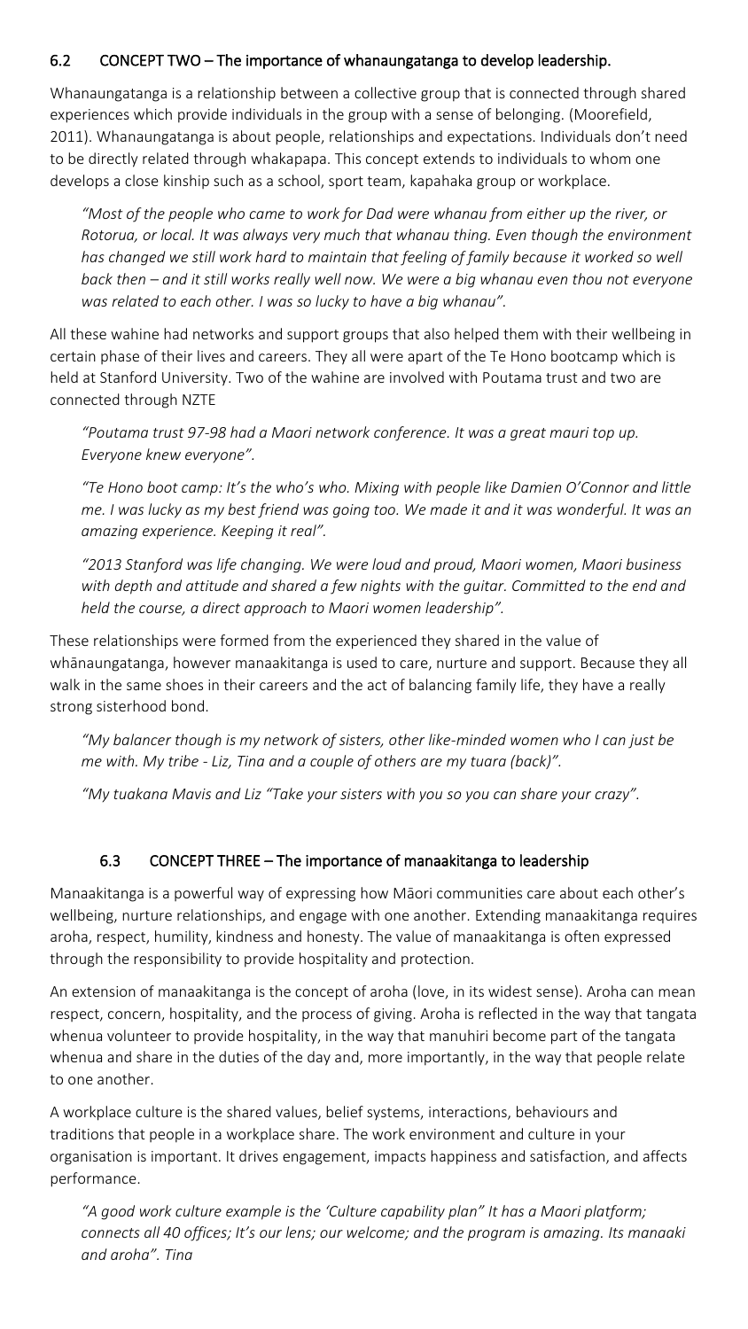### 6.2 CONCEPT TWO – The importance of whanaungatanga to develop leadership.

Whanaungatanga is a relationship between a collective group that is connected through shared experiences which provide individuals in the group with a sense of belonging. (Moorefield, 2011). Whanaungatanga is about people, relationships and expectations. Individuals don't need to be directly related through whakapapa. This concept extends to individuals to whom one develops a close kinship such as a school, sport team, kapahaka group or workplace.

> *"Most of the people who came to work for Dad were whanau from either up the river, or Rotorua, or local. It was always very much that whanau thing. Even though the environment has changed we still work hard to maintain that feeling of family because it worked so well back then – and it still works really well now. We were a big whanau even thou not everyone was related to each other. I was so lucky to have a big whanau".*

All these wahine had networks and support groups that also helped them with their wellbeing in certain phase of their lives and careers. They all were apart of the Te Hono bootcamp which is held at Stanford University. Two of the wahine are involved with Poutama trust and two are connected through NZTE

> *"Poutama trust 97-98 had a Maori network conference. It was a great mauri top up. Everyone knew everyone".*

> *"Te Hono boot camp: It's the who's who. Mixing with people like Damien O'Connor and little me. I was lucky as my best friend was going too. We made it and it was wonderful. It was an amazing experience. Keeping it real".*

> *"2013 Stanford was life changing. We were loud and proud, Maori women, Maori business with depth and attitude and shared a few nights with the guitar. Committed to the end and held the course, a direct approach to Maori women leadership".*

These relationships were formed from the experienced they shared in the value of whānaungatanga, however manaakitanga is used to care, nurture and support. Because they all walk in the same shoes in their careers and the act of balancing family life, they have a really strong sisterhood bond.

> *"My balancer though is my network of sisters, other like-minded women who I can just be me with. My tribe - Liz, Tina and a couple of others are my tuara (back)".*

> *"My tuakana Mavis and Liz "Take your sisters with you so you can share your crazy".*

### 6.3 CONCEPT THREE – The importance of manaakitanga to leadership

Manaakitanga is a powerful way of expressing how Māori communities care about each other's wellbeing, nurture relationships, and engage with one another. Extending manaakitanga requires aroha, respect, humility, kindness and honesty. The value of manaakitanga is often expressed through the responsibility to provide hospitality and protection.

An extension of manaakitanga is the concept of aroha (love, in its widest sense). Aroha can mean respect, concern, hospitality, and the process of giving. Aroha is reflected in the way that tangata whenua volunteer to provide hospitality, in the way that manuhiri become part of the tangata whenua and share in the duties of the day and, more importantly, in the way that people relate to one another.

A workplace culture is the shared values, belief systems, interactions, behaviours and traditions that people in a workplace share. The work environment and culture in your organisation is important. It drives engagement, impacts happiness and satisfaction, and affects performance.

> *"A good work culture example is the 'Culture capability plan" It has a Maori platform; connects all 40 offices; It's our lens; our welcome; and the program is amazing. Its manaaki and aroha". Tina*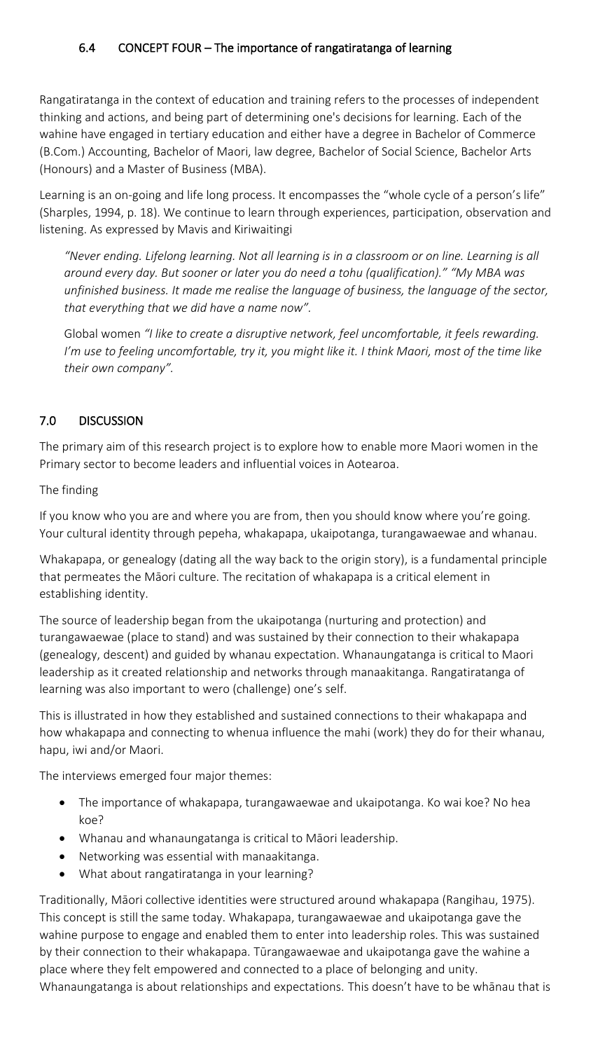### 6.4 CONCEPT FOUR – The importance of rangatiratanga of learning

Rangatiratanga in the context of education and training refers to the processes of independent thinking and actions, and being part of determining one's decisions for learning. Each of the wahine have engaged in tertiary education and either have a degree in Bachelor of Commerce (B.Com.) Accounting, Bachelor of Maori, law degree, Bachelor of Social Science, Bachelor Arts (Honours) and a Master of Business (MBA).

Learning is an on-going and life long process. It encompasses the "whole cycle of a person's life" (Sharples, 1994, p. 18). We continue to learn through experiences, participation, observation and listening. As expressed by Mavis and Kiriwaitingi

> *"Never ending. Lifelong learning. Not all learning is in a classroom or on line. Learning is all around every day. But sooner or later you do need a tohu (qualification)." "My MBA was unfinished business. It made me realise the language of business, the language of the sector, that everything that we did have a name now".*
>
> Global women *"I like to create a disruptive network, feel uncomfortable, it feels rewarding. I'm use to feeling uncomfortable, try it, you might like it. I think Maori, most of the time like their own company".*

## 7.0 DISCUSSION

The primary aim of this research project is to explore how to enable more Maori women in the Primary sector to become leaders and influential voices in Aotearoa.

The finding

If you know who you are and where you are from, then you should know where you're going. Your cultural identity through pepeha, whakapapa, ukaipotanga, turangawaewae and whanau.

Whakapapa, or genealogy (dating all the way back to the origin story), is a fundamental principle that permeates the Māori culture. The recitation of whakapapa is a critical element in establishing identity.

The source of leadership began from the ukaipotanga (nurturing and protection) and turangawaewae (place to stand) and was sustained by their connection to their whakapapa (genealogy, descent) and guided by whanau expectation. Whanaungatanga is critical to Maori leadership as it created relationship and networks through manaakitanga. Rangatiratanga of learning was also important to wero (challenge) one's self.

This is illustrated in how they established and sustained connections to their whakapapa and how whakapapa and connecting to whenua influence the mahi (work) they do for their whanau, hapu, iwi and/or Maori.

The interviews emerged four major themes:

- The importance of whakapapa, turangawaewae and ukaipotanga. Ko wai koe? No hea koe?
- Whanau and whanaungatanga is critical to Māori leadership.
- Networking was essential with manaakitanga.
- What about rangatiratanga in your learning?

Traditionally, Māori collective identities were structured around whakapapa (Rangihau, 1975). This concept is still the same today. Whakapapa, turangawaewae and ukaipotanga gave the wahine purpose to engage and enabled them to enter into leadership roles. This was sustained by their connection to their whakapapa. Tūrangawaewae and ukaipotanga gave the wahine a place where they felt empowered and connected to a place of belonging and unity. Whanaungatanga is about relationships and expectations. This doesn't have to be whānau that is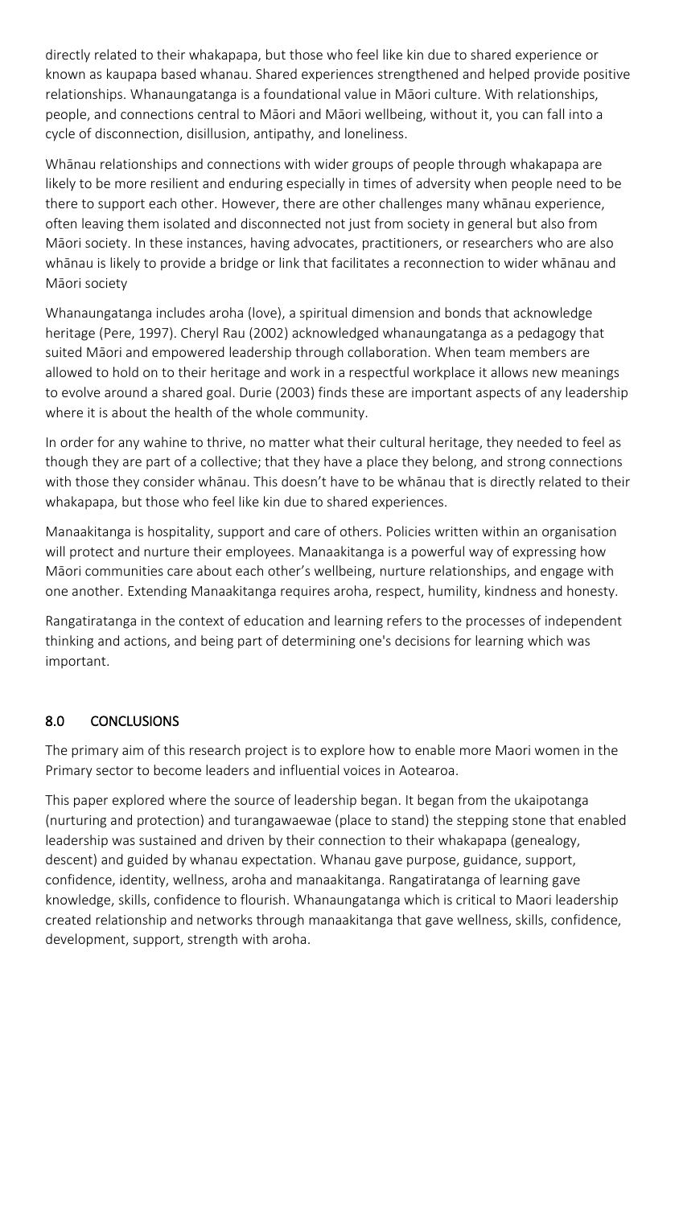directly related to their whakapapa, but those who feel like kin due to shared experience or known as kaupapa based whanau. Shared experiences strengthened and helped provide positive relationships. Whanaungatanga is a foundational value in Māori culture. With relationships, people, and connections central to Māori and Māori wellbeing, without it, you can fall into a cycle of disconnection, disillusion, antipathy, and loneliness.

Whānau relationships and connections with wider groups of people through whakapapa are likely to be more resilient and enduring especially in times of adversity when people need to be there to support each other. However, there are other challenges many whānau experience, often leaving them isolated and disconnected not just from society in general but also from Māori society. In these instances, having advocates, practitioners, or researchers who are also whānau is likely to provide a bridge or link that facilitates a reconnection to wider whānau and Māori society

Whanaungatanga includes aroha (love), a spiritual dimension and bonds that acknowledge heritage (Pere, 1997). Cheryl Rau (2002) acknowledged whanaungatanga as a pedagogy that suited Māori and empowered leadership through collaboration. When team members are allowed to hold on to their heritage and work in a respectful workplace it allows new meanings to evolve around a shared goal. Durie (2003) finds these are important aspects of any leadership where it is about the health of the whole community.

In order for any wahine to thrive, no matter what their cultural heritage, they needed to feel as though they are part of a collective; that they have a place they belong, and strong connections with those they consider whānau. This doesn't have to be whānau that is directly related to their whakapapa, but those who feel like kin due to shared experiences.

Manaakitanga is hospitality, support and care of others. Policies written within an organisation will protect and nurture their employees. Manaakitanga is a powerful way of expressing how Māori communities care about each other's wellbeing, nurture relationships, and engage with one another. Extending Manaakitanga requires aroha, respect, humility, kindness and honesty.

Rangatiratanga in the context of education and learning refers to the processes of independent thinking and actions, and being part of determining one's decisions for learning which was important.

## 8.0 CONCLUSIONS

The primary aim of this research project is to explore how to enable more Maori women in the Primary sector to become leaders and influential voices in Aotearoa.

This paper explored where the source of leadership began. It began from the ukaipotanga (nurturing and protection) and turangawaewae (place to stand) the stepping stone that enabled leadership was sustained and driven by their connection to their whakapapa (genealogy, descent) and guided by whanau expectation. Whanau gave purpose, guidance, support, confidence, identity, wellness, aroha and manaakitanga. Rangatiratanga of learning gave knowledge, skills, confidence to flourish. Whanaungatanga which is critical to Maori leadership created relationship and networks through manaakitanga that gave wellness, skills, confidence, development, support, strength with aroha.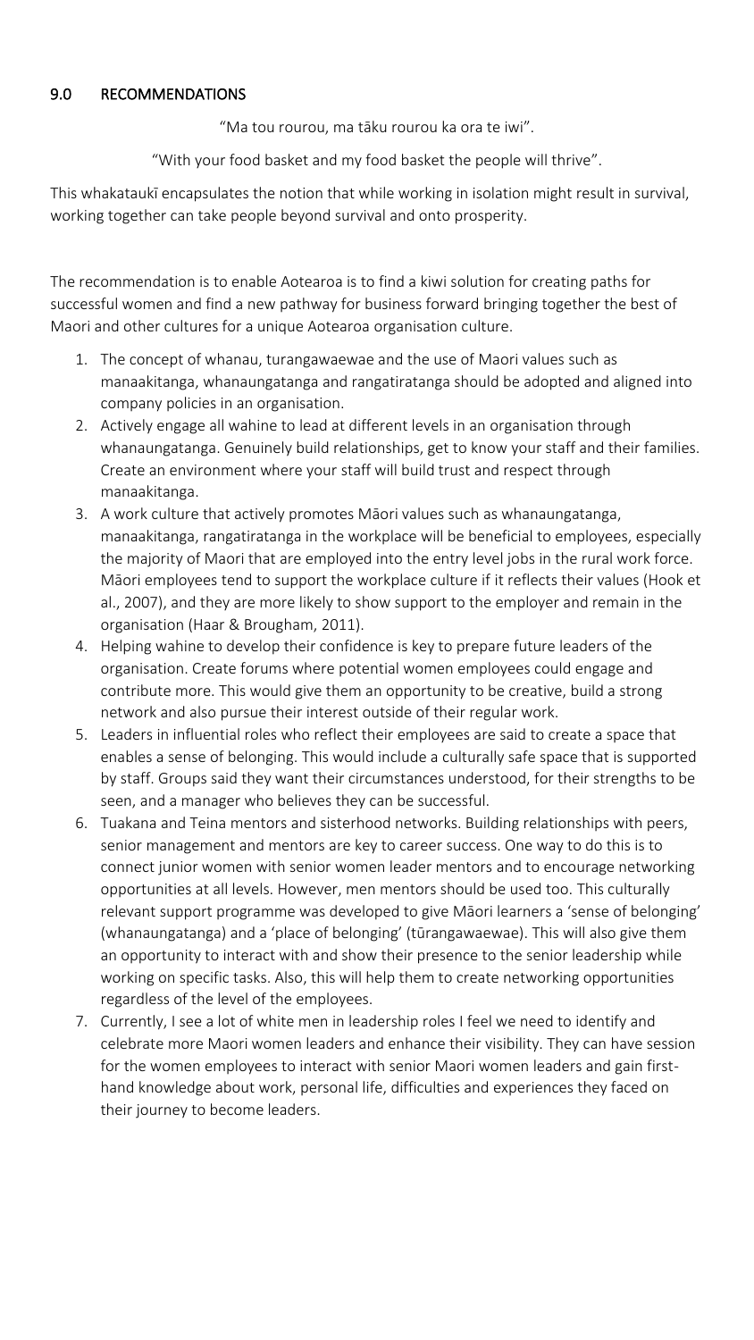## 9.0 RECOMMENDATIONS

"Ma tou rourou, ma tāku rourou ka ora te iwi".

"With your food basket and my food basket the people will thrive".

This whakataukī encapsulates the notion that while working in isolation might result in survival, working together can take people beyond survival and onto prosperity.

The recommendation is to enable Aotearoa is to find a kiwi solution for creating paths for successful women and find a new pathway for business forward bringing together the best of Maori and other cultures for a unique Aotearoa organisation culture.

1. The concept of whanau, turangawaewae and the use of Maori values such as manaakitanga, whanaungatanga and rangatiratanga should be adopted and aligned into company policies in an organisation.
2. Actively engage all wahine to lead at different levels in an organisation through whanaungatanga. Genuinely build relationships, get to know your staff and their families. Create an environment where your staff will build trust and respect through manaakitanga.
3. A work culture that actively promotes Māori values such as whanaungatanga, manaakitanga, rangatiratanga in the workplace will be beneficial to employees, especially the majority of Maori that are employed into the entry level jobs in the rural work force. Māori employees tend to support the workplace culture if it reflects their values (Hook et al., 2007), and they are more likely to show support to the employer and remain in the organisation (Haar & Brougham, 2011).
4. Helping wahine to develop their confidence is key to prepare future leaders of the organisation. Create forums where potential women employees could engage and contribute more. This would give them an opportunity to be creative, build a strong network and also pursue their interest outside of their regular work.
5. Leaders in influential roles who reflect their employees are said to create a space that enables a sense of belonging. This would include a culturally safe space that is supported by staff. Groups said they want their circumstances understood, for their strengths to be seen, and a manager who believes they can be successful.
6. Tuakana and Teina mentors and sisterhood networks. Building relationships with peers, senior management and mentors are key to career success. One way to do this is to connect junior women with senior women leader mentors and to encourage networking opportunities at all levels. However, men mentors should be used too. This culturally relevant support programme was developed to give Māori learners a 'sense of belonging' (whanaungatanga) and a 'place of belonging' (tūrangawaewae). This will also give them an opportunity to interact with and show their presence to the senior leadership while working on specific tasks. Also, this will help them to create networking opportunities regardless of the level of the employees.
7. Currently, I see a lot of white men in leadership roles I feel we need to identify and celebrate more Maori women leaders and enhance their visibility. They can have session for the women employees to interact with senior Maori women leaders and gain first-hand knowledge about work, personal life, difficulties and experiences they faced on their journey to become leaders.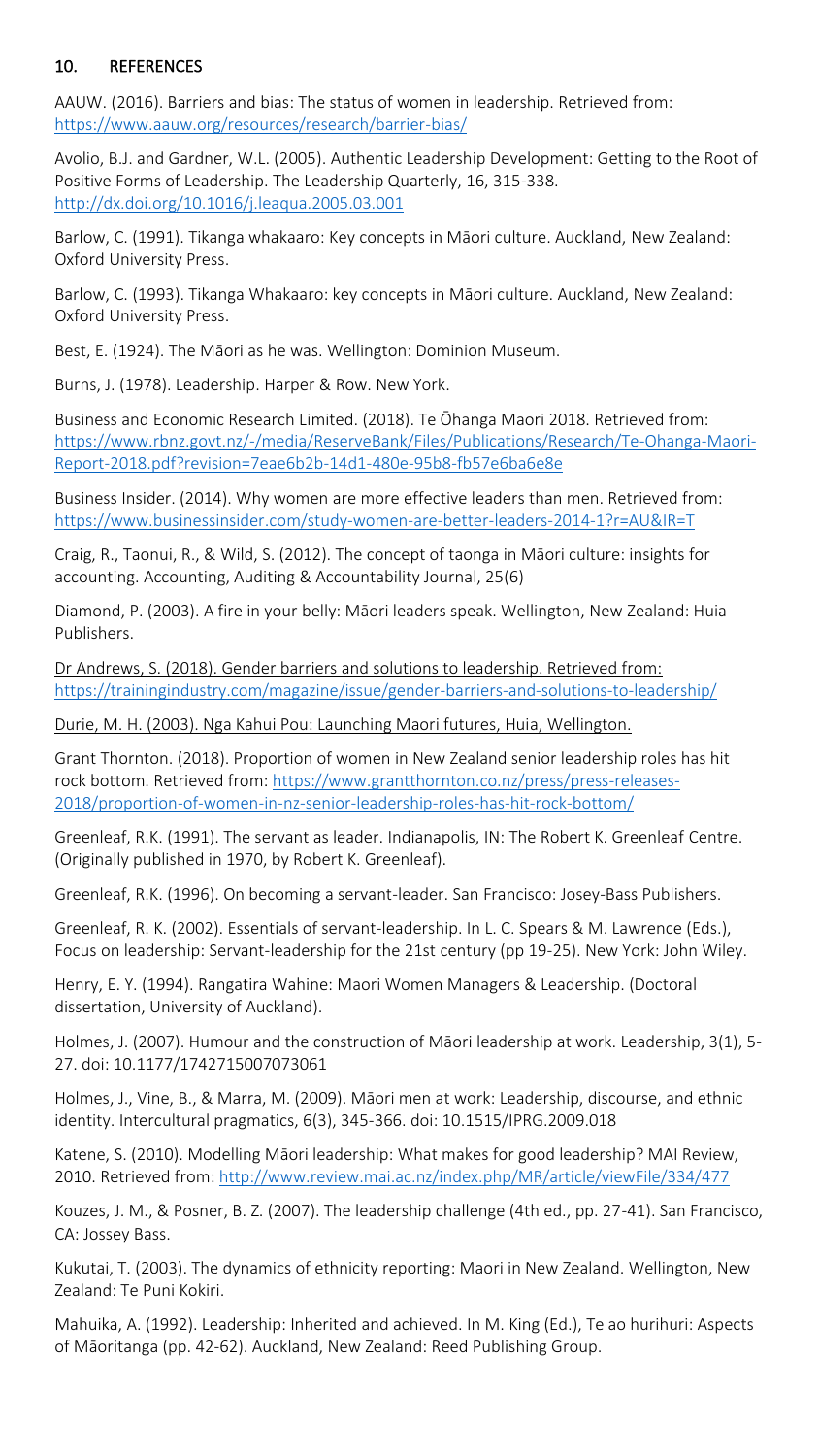## 10. REFERENCES

AAUW. (2016). Barriers and bias: The status of women in leadership. Retrieved from: https://www.aauw.org/resources/research/barrier-bias/

Avolio, B.J. and Gardner, W.L. (2005). Authentic Leadership Development: Getting to the Root of Positive Forms of Leadership. The Leadership Quarterly, 16, 315-338. http://dx.doi.org/10.1016/j.leaqua.2005.03.001

Barlow, C. (1991). Tikanga whakaaro: Key concepts in Māori culture. Auckland, New Zealand: Oxford University Press.

Barlow, C. (1993). Tikanga Whakaaro: key concepts in Māori culture. Auckland, New Zealand: Oxford University Press.

Best, E. (1924). The Māori as he was. Wellington: Dominion Museum.

Burns, J. (1978). Leadership. Harper & Row. New York.

Business and Economic Research Limited. (2018). Te Ōhanga Maori 2018. Retrieved from: https://www.rbnz.govt.nz/-/media/ReserveBank/Files/Publications/Research/Te-Ohanga-Maori-Report-2018.pdf?revision=7eae6b2b-14d1-480e-95b8-fb57e6ba6e8e

Business Insider. (2014). Why women are more effective leaders than men. Retrieved from: https://www.businessinsider.com/study-women-are-better-leaders-2014-1?r=AU&IR=T

Craig, R., Taonui, R., & Wild, S. (2012). The concept of taonga in Māori culture: insights for accounting. Accounting, Auditing & Accountability Journal, 25(6)

Diamond, P. (2003). A fire in your belly: Māori leaders speak. Wellington, New Zealand: Huia Publishers.

Dr Andrews, S. (2018). Gender barriers and solutions to leadership. Retrieved from: https://trainingindustry.com/magazine/issue/gender-barriers-and-solutions-to-leadership/

Durie, M. H. (2003). Nga Kahui Pou: Launching Maori futures, Huia, Wellington.

Grant Thornton. (2018). Proportion of women in New Zealand senior leadership roles has hit rock bottom. Retrieved from: https://www.grantthornton.co.nz/press/press-releases-2018/proportion-of-women-in-nz-senior-leadership-roles-has-hit-rock-bottom/

Greenleaf, R.K. (1991). The servant as leader. Indianapolis, IN: The Robert K. Greenleaf Centre. (Originally published in 1970, by Robert K. Greenleaf).

Greenleaf, R.K. (1996). On becoming a servant-leader. San Francisco: Josey-Bass Publishers.

Greenleaf, R. K. (2002). Essentials of servant-leadership. In L. C. Spears & M. Lawrence (Eds.), Focus on leadership: Servant-leadership for the 21st century (pp 19-25). New York: John Wiley.

Henry, E. Y. (1994). Rangatira Wahine: Maori Women Managers & Leadership. (Doctoral dissertation, University of Auckland).

Holmes, J. (2007). Humour and the construction of Māori leadership at work. Leadership, 3(1), 5-27. doi: 10.1177/1742715007073061

Holmes, J., Vine, B., & Marra, M. (2009). Māori men at work: Leadership, discourse, and ethnic identity. Intercultural pragmatics, 6(3), 345-366. doi: 10.1515/IPRG.2009.018

Katene, S. (2010). Modelling Māori leadership: What makes for good leadership? MAI Review, 2010. Retrieved from: http://www.review.mai.ac.nz/index.php/MR/article/viewFile/334/477

Kouzes, J. M., & Posner, B. Z. (2007). The leadership challenge (4th ed., pp. 27-41). San Francisco, CA: Jossey Bass.

Kukutai, T. (2003). The dynamics of ethnicity reporting: Maori in New Zealand. Wellington, New Zealand: Te Puni Kokiri.

Mahuika, A. (1992). Leadership: Inherited and achieved. In M. King (Ed.), Te ao hurihuri: Aspects of Māoritanga (pp. 42-62). Auckland, New Zealand: Reed Publishing Group.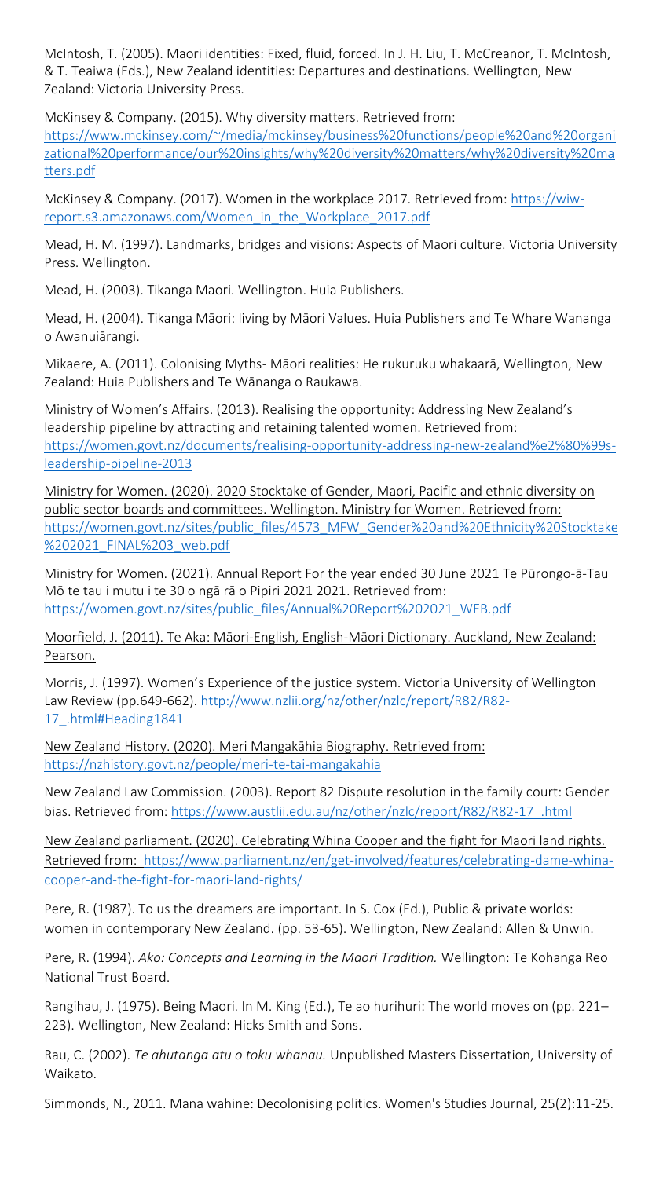McIntosh, T. (2005). Maori identities: Fixed, fluid, forced. In J. H. Liu, T. McCreanor, T. McIntosh, & T. Teaiwa (Eds.), New Zealand identities: Departures and destinations. Wellington, New Zealand: Victoria University Press.

McKinsey & Company. (2015). Why diversity matters. Retrieved from: https://www.mckinsey.com/~/media/mckinsey/business%20functions/people%20and%20organizational%20performance/our%20insights/why%20diversity%20matters/why%20diversity%20matters.pdf

McKinsey & Company. (2017). Women in the workplace 2017. Retrieved from: https://wiw-report.s3.amazonaws.com/Women_in_the_Workplace_2017.pdf

Mead, H. M. (1997). Landmarks, bridges and visions: Aspects of Maori culture. Victoria University Press. Wellington.

Mead, H. (2003). Tikanga Maori. Wellington. Huia Publishers.

Mead, H. (2004). Tikanga Māori: living by Māori Values. Huia Publishers and Te Whare Wananga o Awanuiārangi.

Mikaere, A. (2011). Colonising Myths- Māori realities: He rukuruku whakaarā, Wellington, New Zealand: Huia Publishers and Te Wānanga o Raukawa.

Ministry of Women's Affairs. (2013). Realising the opportunity: Addressing New Zealand's leadership pipeline by attracting and retaining talented women. Retrieved from: https://women.govt.nz/documents/realising-opportunity-addressing-new-zealand%e2%80%99s-leadership-pipeline-2013

Ministry for Women. (2020). 2020 Stocktake of Gender, Maori, Pacific and ethnic diversity on public sector boards and committees. Wellington. Ministry for Women. Retrieved from: https://women.govt.nz/sites/public_files/4573_MFW_Gender%20and%20Ethnicity%20Stocktake%202021_FINAL%203_web.pdf

Ministry for Women. (2021). Annual Report For the year ended 30 June 2021 Te Pūrongo-ā-Tau Mō te tau i mutu i te 30 o ngā rā o Pipiri 2021 2021. Retrieved from: https://women.govt.nz/sites/public_files/Annual%20Report%202021_WEB.pdf

Moorfield, J. (2011). Te Aka: Māori-English, English-Māori Dictionary. Auckland, New Zealand: Pearson.

Morris, J. (1997). Women's Experience of the justice system. Victoria University of Wellington Law Review (pp.649-662). http://www.nzlii.org/nz/other/nzlc/report/R82/R82-17_.html#Heading1841

New Zealand History. (2020). Meri Mangakāhia Biography. Retrieved from: https://nzhistory.govt.nz/people/meri-te-tai-mangakahia

New Zealand Law Commission. (2003). Report 82 Dispute resolution in the family court: Gender bias. Retrieved from: https://www.austlii.edu.au/nz/other/nzlc/report/R82/R82-17_.html

New Zealand parliament. (2020). Celebrating Whina Cooper and the fight for Maori land rights. Retrieved from: https://www.parliament.nz/en/get-involved/features/celebrating-dame-whina-cooper-and-the-fight-for-maori-land-rights/

Pere, R. (1987). To us the dreamers are important. In S. Cox (Ed.), Public & private worlds: women in contemporary New Zealand. (pp. 53-65). Wellington, New Zealand: Allen & Unwin.

Pere, R. (1994). *Ako: Concepts and Learning in the Maori Tradition.* Wellington: Te Kohanga Reo National Trust Board.

Rangihau, J. (1975). Being Maori. In M. King (Ed.), Te ao hurihuri: The world moves on (pp. 221–223). Wellington, New Zealand: Hicks Smith and Sons.

Rau, C. (2002). *Te ahutanga atu o toku whanau.* Unpublished Masters Dissertation, University of Waikato.

Simmonds, N., 2011. Mana wahine: Decolonising politics. Women's Studies Journal, 25(2):11-25.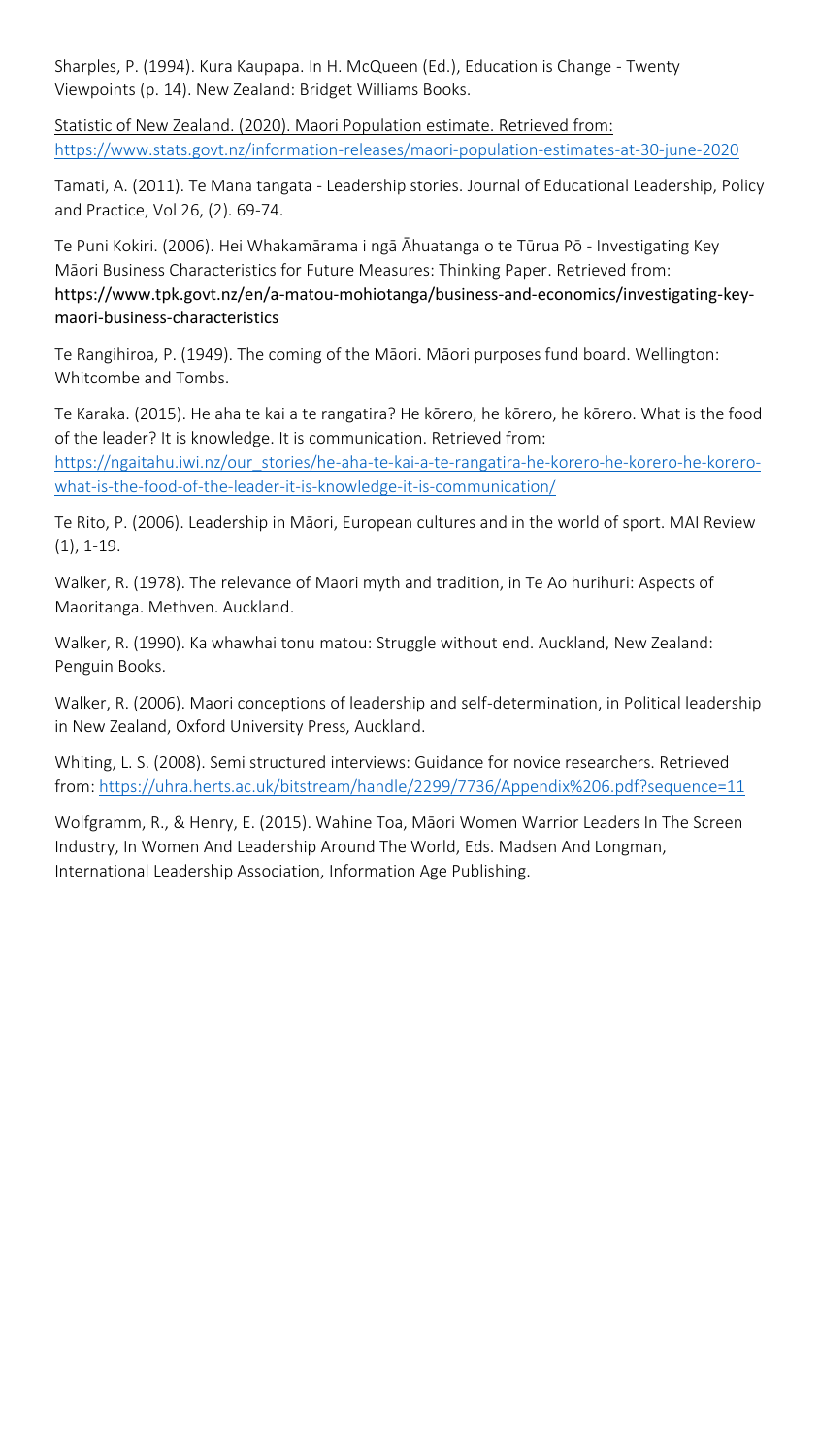Sharples, P. (1994). Kura Kaupapa. In H. McQueen (Ed.), Education is Change - Twenty Viewpoints (p. 14). New Zealand: Bridget Williams Books.

Statistic of New Zealand. (2020). Maori Population estimate. Retrieved from: https://www.stats.govt.nz/information-releases/maori-population-estimates-at-30-june-2020

Tamati, A. (2011). Te Mana tangata - Leadership stories. Journal of Educational Leadership, Policy and Practice, Vol 26, (2). 69-74.

Te Puni Kokiri. (2006). Hei Whakamārama i ngā Āhuatanga o te Tūrua Pō - Investigating Key Māori Business Characteristics for Future Measures: Thinking Paper. Retrieved from: https://www.tpk.govt.nz/en/a-matou-mohiotanga/business-and-economics/investigating-key-maori-business-characteristics

Te Rangihiroa, P. (1949). The coming of the Māori. Māori purposes fund board. Wellington: Whitcombe and Tombs.

Te Karaka. (2015). He aha te kai a te rangatira? He kōrero, he kōrero, he kōrero. What is the food of the leader? It is knowledge. It is communication. Retrieved from: https://ngaitahu.iwi.nz/our_stories/he-aha-te-kai-a-te-rangatira-he-korero-he-korero-he-korero-what-is-the-food-of-the-leader-it-is-knowledge-it-is-communication/

Te Rito, P. (2006). Leadership in Māori, European cultures and in the world of sport. MAI Review (1), 1-19.

Walker, R. (1978). The relevance of Maori myth and tradition, in Te Ao hurihuri: Aspects of Maoritanga. Methven. Auckland.

Walker, R. (1990). Ka whawhai tonu matou: Struggle without end. Auckland, New Zealand: Penguin Books.

Walker, R. (2006). Maori conceptions of leadership and self-determination, in Political leadership in New Zealand, Oxford University Press, Auckland.

Whiting, L. S. (2008). Semi structured interviews: Guidance for novice researchers. Retrieved from: https://uhra.herts.ac.uk/bitstream/handle/2299/7736/Appendix%206.pdf?sequence=11

Wolfgramm, R., & Henry, E. (2015). Wahine Toa, Māori Women Warrior Leaders In The Screen Industry, In Women And Leadership Around The World, Eds. Madsen And Longman, International Leadership Association, Information Age Publishing.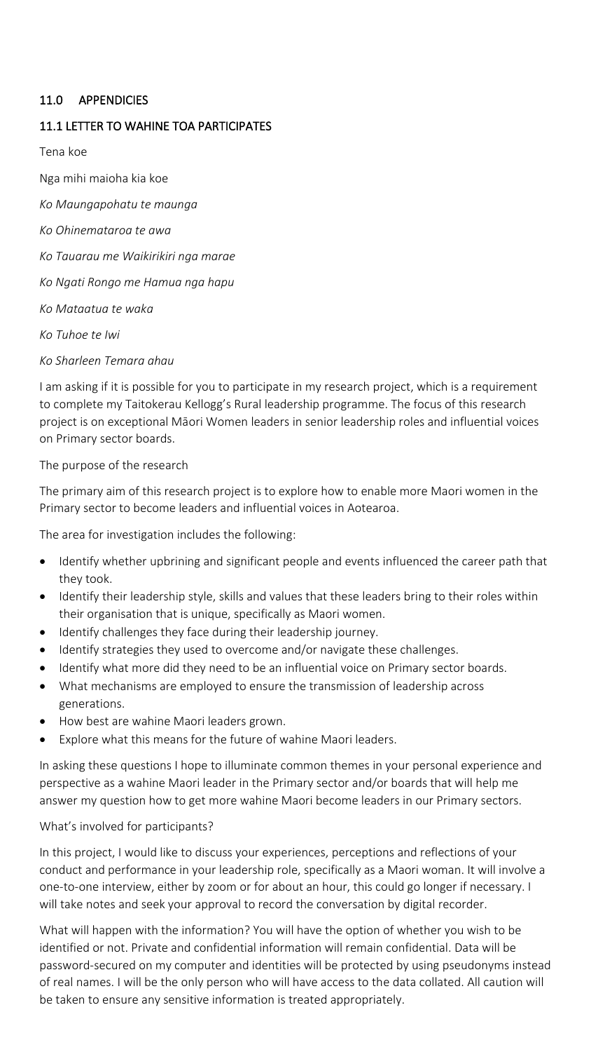## 11.0 APPENDICIES

### 11.1 LETTER TO WAHINE TOA PARTICIPATES

Tena koe

Nga mihi maioha kia koe

*Ko Maungapohatu te maunga*

*Ko Ohinemataroa te awa*

*Ko Tauarau me Waikirikiri nga marae*

*Ko Ngati Rongo me Hamua nga hapu*

*Ko Mataatua te waka*

*Ko Tuhoe te Iwi*

*Ko Sharleen Temara ahau*

I am asking if it is possible for you to participate in my research project, which is a requirement to complete my Taitokerau Kellogg's Rural leadership programme. The focus of this research project is on exceptional Māori Women leaders in senior leadership roles and influential voices on Primary sector boards.

The purpose of the research

The primary aim of this research project is to explore how to enable more Maori women in the Primary sector to become leaders and influential voices in Aotearoa.

The area for investigation includes the following:

- Identify whether upbrining and significant people and events influenced the career path that they took.
- Identify their leadership style, skills and values that these leaders bring to their roles within their organisation that is unique, specifically as Maori women.
- Identify challenges they face during their leadership journey.
- Identify strategies they used to overcome and/or navigate these challenges.
- Identify what more did they need to be an influential voice on Primary sector boards.
- What mechanisms are employed to ensure the transmission of leadership across generations.
- How best are wahine Maori leaders grown.
- Explore what this means for the future of wahine Maori leaders.

In asking these questions I hope to illuminate common themes in your personal experience and perspective as a wahine Maori leader in the Primary sector and/or boards that will help me answer my question how to get more wahine Maori become leaders in our Primary sectors.

What's involved for participants?

In this project, I would like to discuss your experiences, perceptions and reflections of your conduct and performance in your leadership role, specifically as a Maori woman. It will involve a one-to-one interview, either by zoom or for about an hour, this could go longer if necessary. I will take notes and seek your approval to record the conversation by digital recorder.

What will happen with the information? You will have the option of whether you wish to be identified or not. Private and confidential information will remain confidential. Data will be password-secured on my computer and identities will be protected by using pseudonyms instead of real names. I will be the only person who will have access to the data collated. All caution will be taken to ensure any sensitive information is treated appropriately.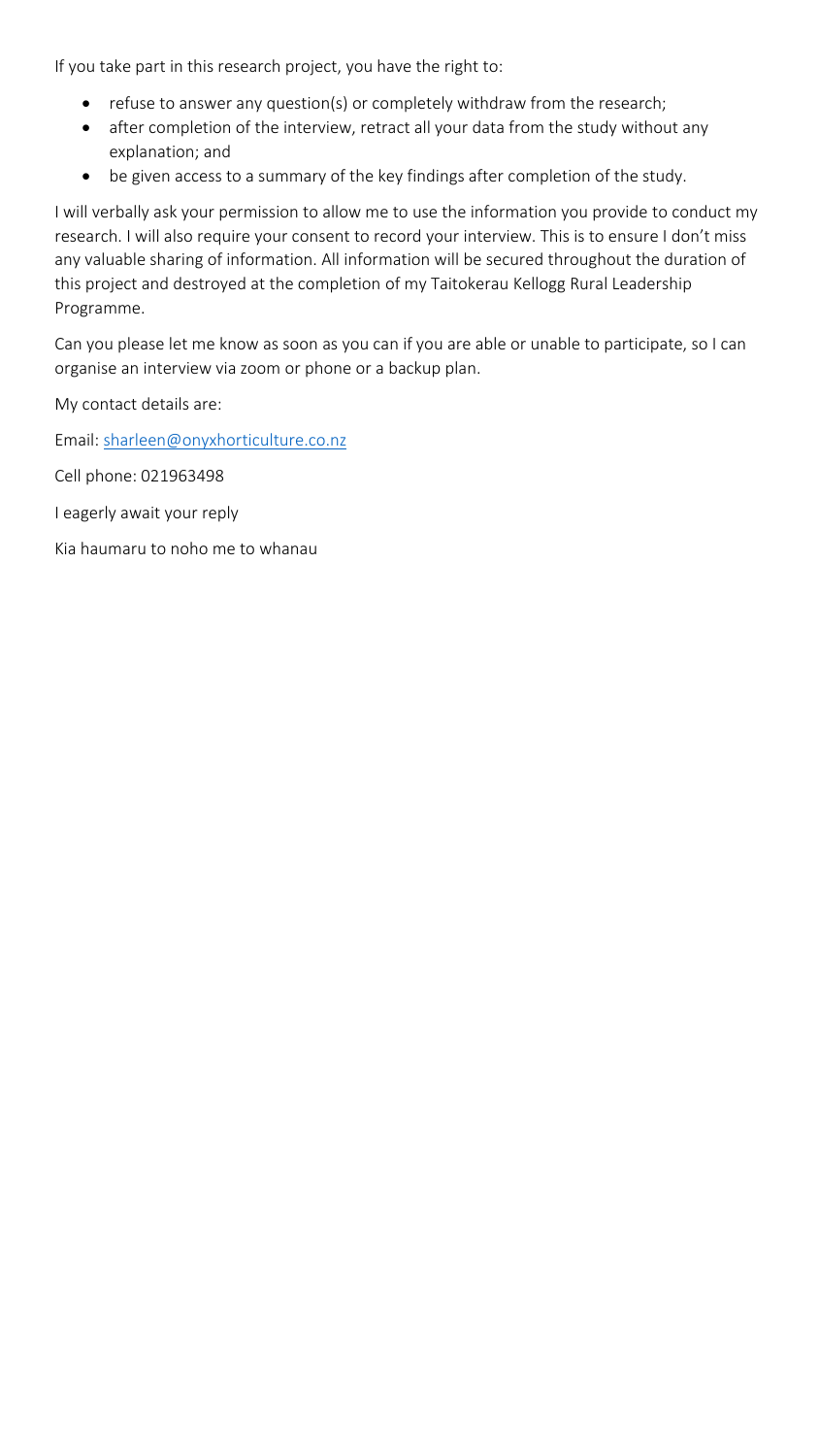If you take part in this research project, you have the right to:

- refuse to answer any question(s) or completely withdraw from the research;
- after completion of the interview, retract all your data from the study without any explanation; and
- be given access to a summary of the key findings after completion of the study.

I will verbally ask your permission to allow me to use the information you provide to conduct my research. I will also require your consent to record your interview. This is to ensure I don't miss any valuable sharing of information. All information will be secured throughout the duration of this project and destroyed at the completion of my Taitokerau Kellogg Rural Leadership Programme.

Can you please let me know as soon as you can if you are able or unable to participate, so I can organise an interview via zoom or phone or a backup plan.

My contact details are:

Email: sharleen@onyxhorticulture.co.nz

Cell phone: 021963498

I eagerly await your reply

Kia haumaru to noho me to whanau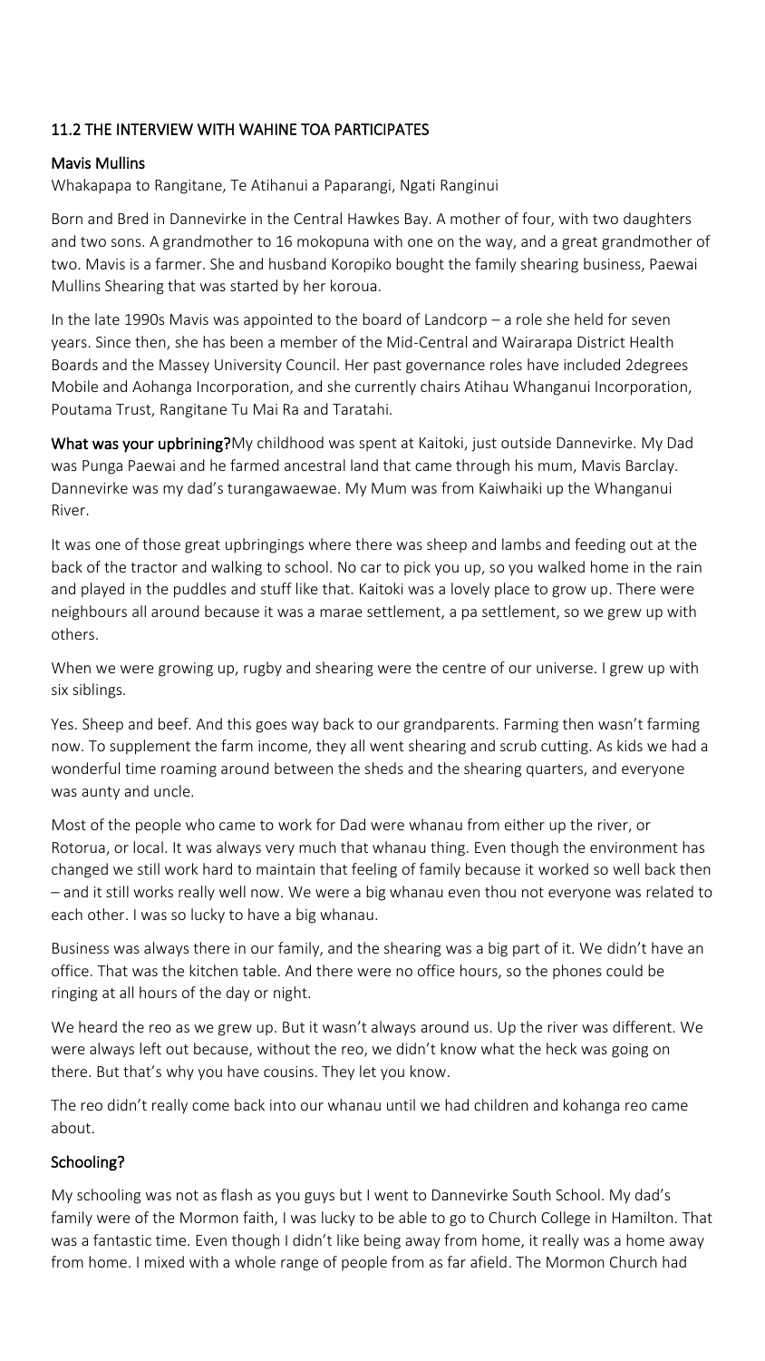## 11.2 THE INTERVIEW WITH WAHINE TOA PARTICIPATES

### Mavis Mullins

Whakapapa to Rangitane, Te Atihanui a Paparangi, Ngati Ranginui

Born and Bred in Dannevirke in the Central Hawkes Bay. A mother of four, with two daughters and two sons. A grandmother to 16 mokopuna with one on the way, and a great grandmother of two. Mavis is a farmer. She and husband Koropiko bought the family shearing business, Paewai Mullins Shearing that was started by her koroua.

In the late 1990s Mavis was appointed to the board of Landcorp – a role she held for seven years. Since then, she has been a member of the Mid-Central and Wairarapa District Health Boards and the Massey University Council. Her past governance roles have included 2degrees Mobile and Aohanga Incorporation, and she currently chairs Atihau Whanganui Incorporation, Poutama Trust, Rangitane Tu Mai Ra and Taratahi.

**What was your upbrining?**My childhood was spent at Kaitoki, just outside Dannevirke. My Dad was Punga Paewai and he farmed ancestral land that came through his mum, Mavis Barclay. Dannevirke was my dad's turangawaewae. My Mum was from Kaiwhaiki up the Whanganui River.

It was one of those great upbringings where there was sheep and lambs and feeding out at the back of the tractor and walking to school. No car to pick you up, so you walked home in the rain and played in the puddles and stuff like that. Kaitoki was a lovely place to grow up. There were neighbours all around because it was a marae settlement, a pa settlement, so we grew up with others.

When we were growing up, rugby and shearing were the centre of our universe. I grew up with six siblings.

Yes. Sheep and beef. And this goes way back to our grandparents. Farming then wasn't farming now. To supplement the farm income, they all went shearing and scrub cutting. As kids we had a wonderful time roaming around between the sheds and the shearing quarters, and everyone was aunty and uncle.

Most of the people who came to work for Dad were whanau from either up the river, or Rotorua, or local. It was always very much that whanau thing. Even though the environment has changed we still work hard to maintain that feeling of family because it worked so well back then – and it still works really well now. We were a big whanau even thou not everyone was related to each other. I was so lucky to have a big whanau.

Business was always there in our family, and the shearing was a big part of it. We didn't have an office. That was the kitchen table. And there were no office hours, so the phones could be ringing at all hours of the day or night.

We heard the reo as we grew up. But it wasn't always around us. Up the river was different. We were always left out because, without the reo, we didn't know what the heck was going on there. But that's why you have cousins. They let you know.

The reo didn't really come back into our whanau until we had children and kohanga reo came about.

### Schooling?

My schooling was not as flash as you guys but I went to Dannevirke South School. My dad's family were of the Mormon faith, I was lucky to be able to go to Church College in Hamilton. That was a fantastic time. Even though I didn't like being away from home, it really was a home away from home. I mixed with a whole range of people from as far afield. The Mormon Church had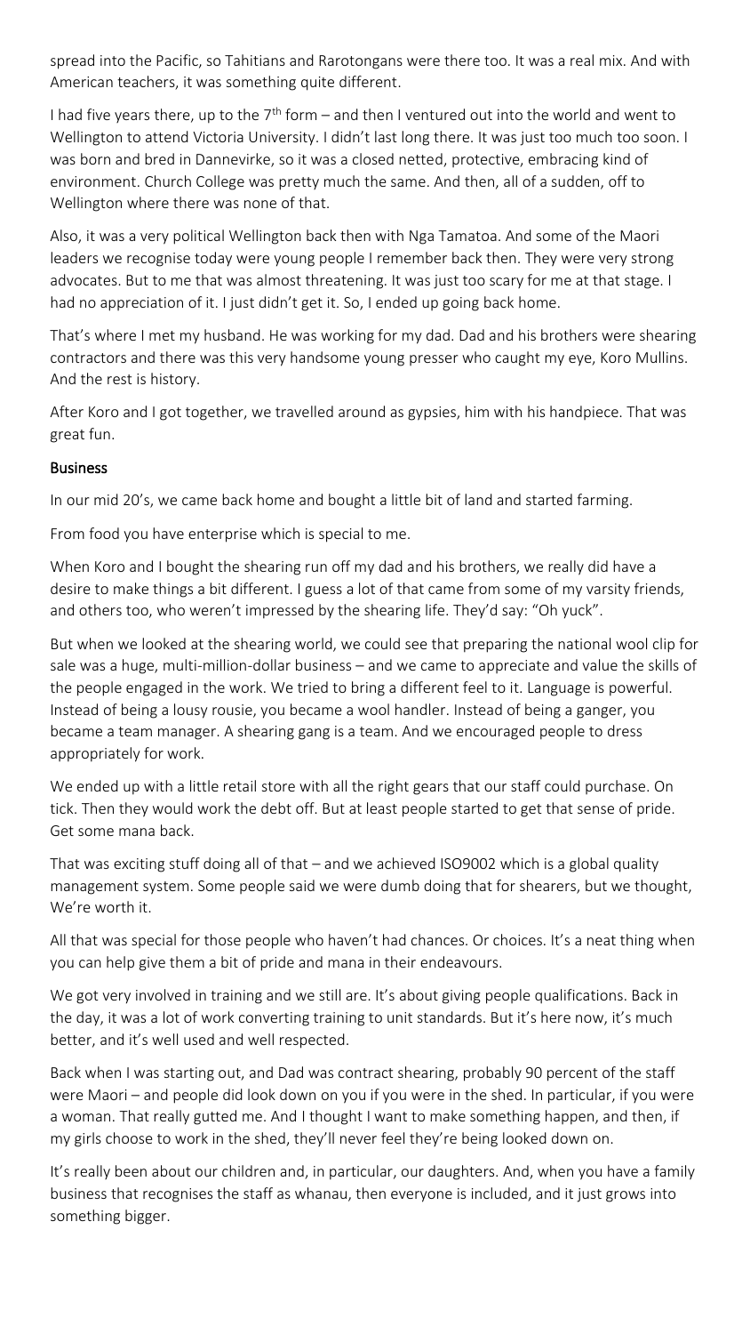spread into the Pacific, so Tahitians and Rarotongans were there too. It was a real mix. And with American teachers, it was something quite different.

I had five years there, up to the 7th form – and then I ventured out into the world and went to Wellington to attend Victoria University. I didn't last long there. It was just too much too soon. I was born and bred in Dannevirke, so it was a closed netted, protective, embracing kind of environment. Church College was pretty much the same. And then, all of a sudden, off to Wellington where there was none of that.

Also, it was a very political Wellington back then with Nga Tamatoa. And some of the Maori leaders we recognise today were young people I remember back then. They were very strong advocates. But to me that was almost threatening. It was just too scary for me at that stage. I had no appreciation of it. I just didn't get it. So, I ended up going back home.

That's where I met my husband. He was working for my dad. Dad and his brothers were shearing contractors and there was this very handsome young presser who caught my eye, Koro Mullins. And the rest is history.

After Koro and I got together, we travelled around as gypsies, him with his handpiece. That was great fun.

## Business

In our mid 20's, we came back home and bought a little bit of land and started farming.

From food you have enterprise which is special to me.

When Koro and I bought the shearing run off my dad and his brothers, we really did have a desire to make things a bit different. I guess a lot of that came from some of my varsity friends, and others too, who weren't impressed by the shearing life. They'd say: "Oh yuck".

But when we looked at the shearing world, we could see that preparing the national wool clip for sale was a huge, multi-million-dollar business – and we came to appreciate and value the skills of the people engaged in the work. We tried to bring a different feel to it. Language is powerful. Instead of being a lousy rousie, you became a wool handler. Instead of being a ganger, you became a team manager. A shearing gang is a team. And we encouraged people to dress appropriately for work.

We ended up with a little retail store with all the right gears that our staff could purchase. On tick. Then they would work the debt off. But at least people started to get that sense of pride. Get some mana back.

That was exciting stuff doing all of that – and we achieved ISO9002 which is a global quality management system. Some people said we were dumb doing that for shearers, but we thought, We're worth it.

All that was special for those people who haven't had chances. Or choices. It's a neat thing when you can help give them a bit of pride and mana in their endeavours.

We got very involved in training and we still are. It's about giving people qualifications. Back in the day, it was a lot of work converting training to unit standards. But it's here now, it's much better, and it's well used and well respected.

Back when I was starting out, and Dad was contract shearing, probably 90 percent of the staff were Maori – and people did look down on you if you were in the shed. In particular, if you were a woman. That really gutted me. And I thought I want to make something happen, and then, if my girls choose to work in the shed, they'll never feel they're being looked down on.

It's really been about our children and, in particular, our daughters. And, when you have a family business that recognises the staff as whanau, then everyone is included, and it just grows into something bigger.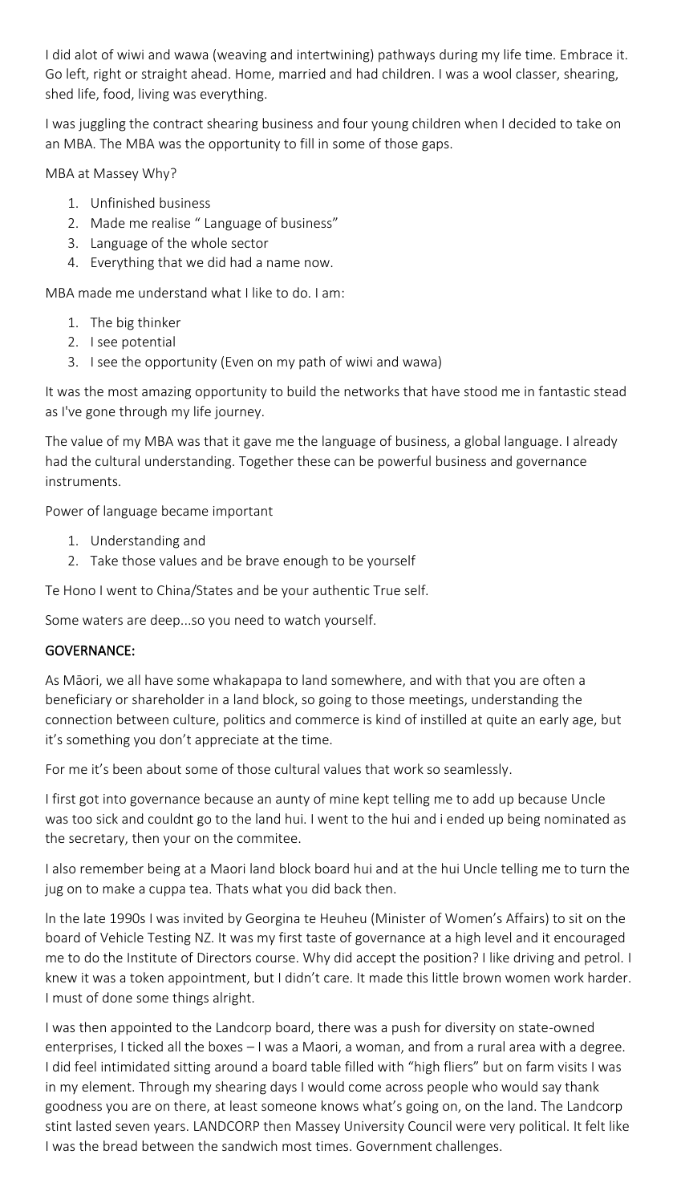I did alot of wiwi and wawa (weaving and intertwining) pathways during my life time. Embrace it. Go left, right or straight ahead. Home, married and had children. I was a wool classer, shearing, shed life, food, living was everything.

I was juggling the contract shearing business and four young children when I decided to take on an MBA. The MBA was the opportunity to fill in some of those gaps.

MBA at Massey Why?

1. Unfinished business
2. Made me realise " Language of business"
3. Language of the whole sector
4. Everything that we did had a name now.

MBA made me understand what I like to do. I am:

1. The big thinker
2. I see potential
3. I see the opportunity (Even on my path of wiwi and wawa)

It was the most amazing opportunity to build the networks that have stood me in fantastic stead as I've gone through my life journey.

The value of my MBA was that it gave me the language of business, a global language. I already had the cultural understanding. Together these can be powerful business and governance instruments.

Power of language became important

1. Understanding and
2. Take those values and be brave enough to be yourself

Te Hono I went to China/States and be your authentic True self.

Some waters are deep...so you need to watch yourself.

## GOVERNANCE:

As Māori, we all have some whakapapa to land somewhere, and with that you are often a beneficiary or shareholder in a land block, so going to those meetings, understanding the connection between culture, politics and commerce is kind of instilled at quite an early age, but it's something you don't appreciate at the time.

For me it's been about some of those cultural values that work so seamlessly.

I first got into governance because an aunty of mine kept telling me to add up because Uncle was too sick and couldnt go to the land hui. I went to the hui and i ended up being nominated as the secretary, then your on the commitee.

I also remember being at a Maori land block board hui and at the hui Uncle telling me to turn the jug on to make a cuppa tea. Thats what you did back then.

In the late 1990s I was invited by Georgina te Heuheu (Minister of Women's Affairs) to sit on the board of Vehicle Testing NZ. It was my first taste of governance at a high level and it encouraged me to do the Institute of Directors course. Why did accept the position? I like driving and petrol. I knew it was a token appointment, but I didn't care. It made this little brown women work harder. I must of done some things alright.

I was then appointed to the Landcorp board, there was a push for diversity on state-owned enterprises, I ticked all the boxes – I was a Maori, a woman, and from a rural area with a degree. I did feel intimidated sitting around a board table filled with "high fliers" but on farm visits I was in my element. Through my shearing days I would come across people who would say thank goodness you are on there, at least someone knows what's going on, on the land. The Landcorp stint lasted seven years. LANDCORP then Massey University Council were very political. It felt like I was the bread between the sandwich most times. Government challenges.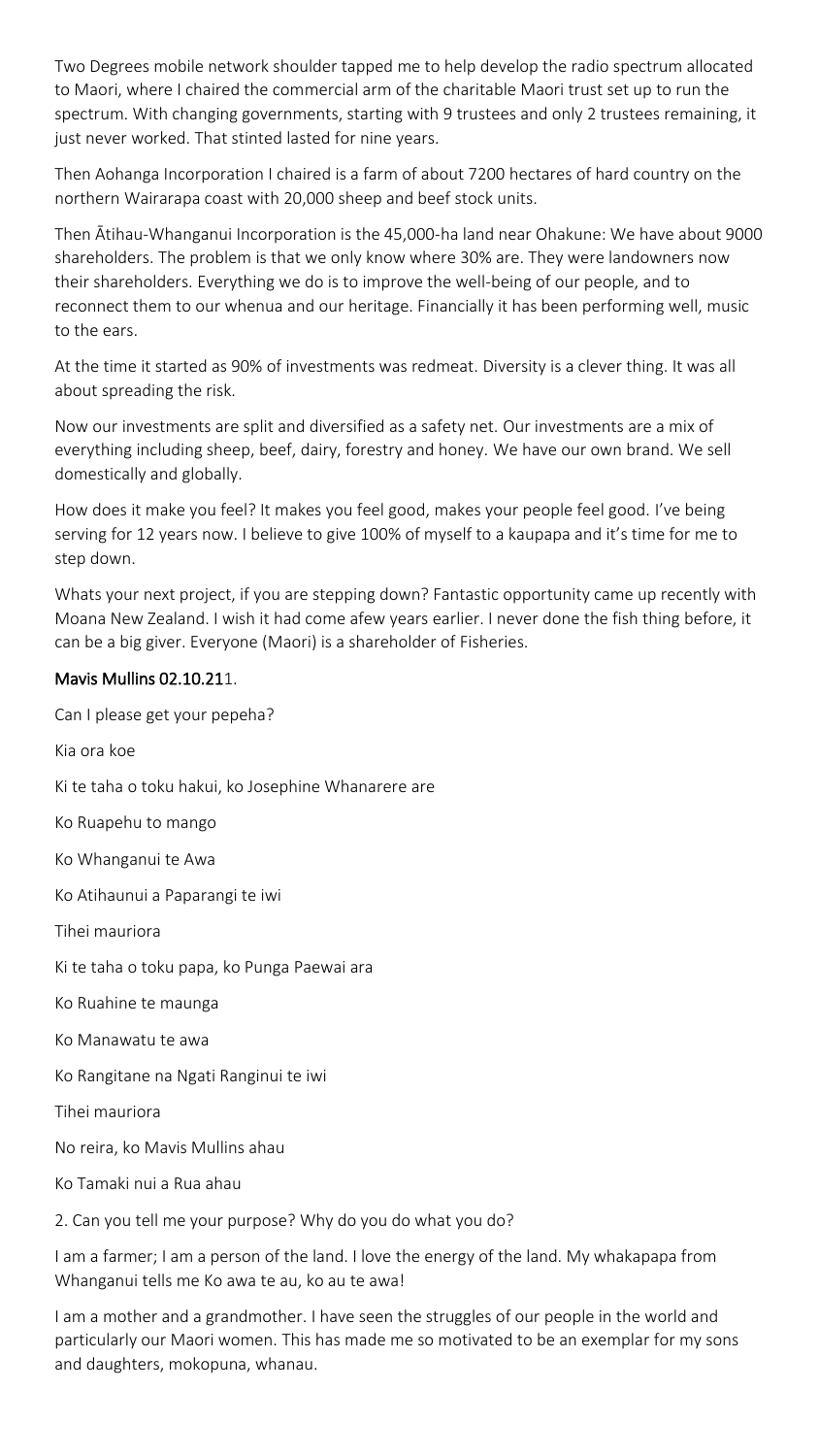Two Degrees mobile network shoulder tapped me to help develop the radio spectrum allocated to Maori, where I chaired the commercial arm of the charitable Maori trust set up to run the spectrum. With changing governments, starting with 9 trustees and only 2 trustees remaining, it just never worked. That stinted lasted for nine years.

Then Aohanga Incorporation I chaired is a farm of about 7200 hectares of hard country on the northern Wairarapa coast with 20,000 sheep and beef stock units.

Then Ātihau-Whanganui Incorporation is the 45,000-ha land near Ohakune: We have about 9000 shareholders. The problem is that we only know where 30% are. They were landowners now their shareholders. Everything we do is to improve the well-being of our people, and to reconnect them to our whenua and our heritage. Financially it has been performing well, music to the ears.

At the time it started as 90% of investments was redmeat. Diversity is a clever thing. It was all about spreading the risk.

Now our investments are split and diversified as a safety net. Our investments are a mix of everything including sheep, beef, dairy, forestry and honey. We have our own brand. We sell domestically and globally.

How does it make you feel? It makes you feel good, makes your people feel good. I've being serving for 12 years now. I believe to give 100% of myself to a kaupapa and it's time for me to step down.

Whats your next project, if you are stepping down? Fantastic opportunity came up recently with Moana New Zealand. I wish it had come afew years earlier. I never done the fish thing before, it can be a big giver. Everyone (Maori) is a shareholder of Fisheries.

**Mavis Mullins 02.10.21**1.

Can I please get your pepeha?

Kia ora koe

Ki te taha o toku hakui, ko Josephine Whanarere are

Ko Ruapehu to mango

Ko Whanganui te Awa

Ko Atihaunui a Paparangi te iwi

Tihei mauriora

Ki te taha o toku papa, ko Punga Paewai ara

Ko Ruahine te maunga

Ko Manawatu te awa

Ko Rangitane na Ngati Ranginui te iwi

Tihei mauriora

No reira, ko Mavis Mullins ahau

Ko Tamaki nui a Rua ahau

2. Can you tell me your purpose? Why do you do what you do?

I am a farmer; I am a person of the land. I love the energy of the land. My whakapapa from Whanganui tells me Ko awa te au, ko au te awa!

I am a mother and a grandmother. I have seen the struggles of our people in the world and particularly our Maori women. This has made me so motivated to be an exemplar for my sons and daughters, mokopuna, whanau.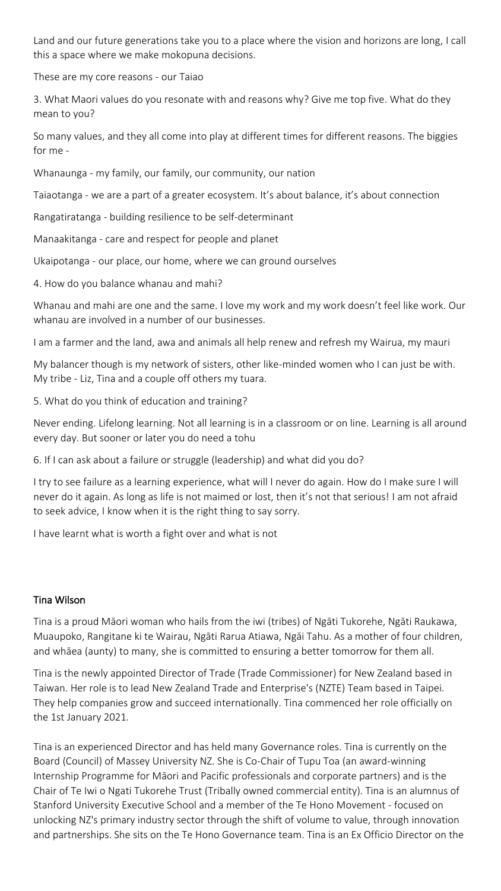Land and our future generations take you to a place where the vision and horizons are long, I call this a space where we make mokopuna decisions.

These are my core reasons - our Taiao

3. What Maori values do you resonate with and reasons why? Give me top five. What do they mean to you?

So many values, and they all come into play at different times for different reasons. The biggies for me -

Whanaunga - my family, our family, our community, our nation

Taiaotanga - we are a part of a greater ecosystem. It's about balance, it's about connection

Rangatiratanga - building resilience to be self-determinant

Manaakitanga - care and respect for people and planet

Ukaipotanga - our place, our home, where we can ground ourselves

4. How do you balance whanau and mahi?

Whanau and mahi are one and the same. I love my work and my work doesn't feel like work. Our whanau are involved in a number of our businesses.

I am a farmer and the land, awa and animals all help renew and refresh my Wairua, my mauri

My balancer though is my network of sisters, other like-minded women who I can just be with. My tribe - Liz, Tina and a couple off others my tuara.

5. What do you think of education and training?

Never ending. Lifelong learning. Not all learning is in a classroom or on line. Learning is all around every day. But sooner or later you do need a tohu

6. If I can ask about a failure or struggle (leadership) and what did you do?

I try to see failure as a learning experience, what will I never do again. How do I make sure I will never do it again. As long as life is not maimed or lost, then it's not that serious! I am not afraid to seek advice, I know when it is the right thing to say sorry.

I have learnt what is worth a fight over and what is not

## Tina Wilson

Tina is a proud Māori woman who hails from the iwi (tribes) of Ngāti Tukorehe, Ngāti Raukawa, Muaupoko, Rangitane ki te Wairau, Ngāti Rarua Atiawa, Ngāi Tahu. As a mother of four children, and whāea (aunty) to many, she is committed to ensuring a better tomorrow for them all.

Tina is the newly appointed Director of Trade (Trade Commissioner) for New Zealand based in Taiwan. Her role is to lead New Zealand Trade and Enterprise's (NZTE) Team based in Taipei. They help companies grow and succeed internationally. Tina commenced her role officially on the 1st January 2021.

Tina is an experienced Director and has held many Governance roles. Tina is currently on the Board (Council) of Massey University NZ. She is Co-Chair of Tupu Toa (an award-winning Internship Programme for Māori and Pacific professionals and corporate partners) and is the Chair of Te Iwi o Ngati Tukorehe Trust (Tribally owned commercial entity). Tina is an alumnus of Stanford University Executive School and a member of the Te Hono Movement - focused on unlocking NZ's primary industry sector through the shift of volume to value, through innovation and partnerships. She sits on the Te Hono Governance team. Tina is an Ex Officio Director on the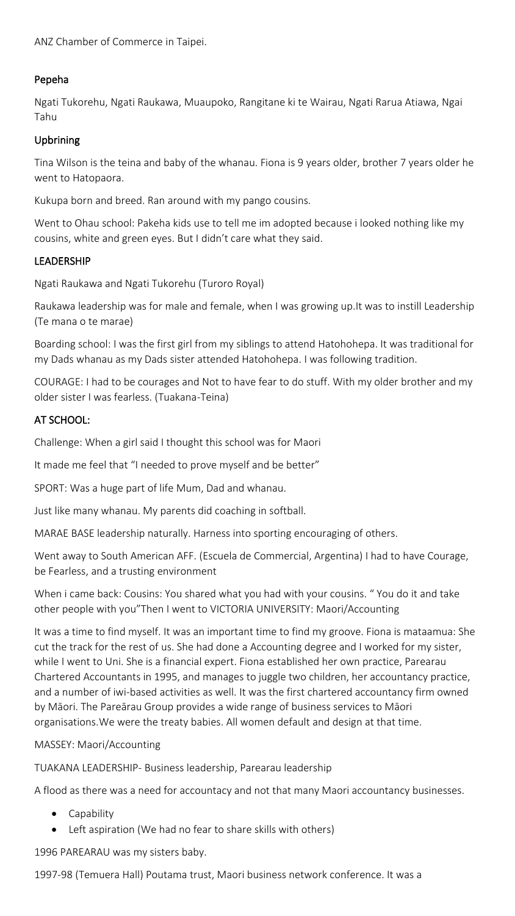ANZ Chamber of Commerce in Taipei.

### Pepeha

Ngati Tukorehu, Ngati Raukawa, Muaupoko, Rangitane ki te Wairau, Ngati Rarua Atiawa, Ngai Tahu

### Upbrining

Tina Wilson is the teina and baby of the whanau. Fiona is 9 years older, brother 7 years older he went to Hatopaora.

Kukupa born and breed. Ran around with my pango cousins.

Went to Ohau school: Pakeha kids use to tell me im adopted because i looked nothing like my cousins, white and green eyes. But I didn't care what they said.

### LEADERSHIP

Ngati Raukawa and Ngati Tukorehu (Turoro Royal)

Raukawa leadership was for male and female, when I was growing up.It was to instill Leadership (Te mana o te marae)

Boarding school: I was the first girl from my siblings to attend Hatohohepa. It was traditional for my Dads whanau as my Dads sister attended Hatohohepa. I was following tradition.

COURAGE: I had to be courages and Not to have fear to do stuff. With my older brother and my older sister I was fearless. (Tuakana-Teina)

### AT SCHOOL:

Challenge: When a girl said I thought this school was for Maori

It made me feel that "I needed to prove myself and be better"

SPORT: Was a huge part of life Mum, Dad and whanau.

Just like many whanau. My parents did coaching in softball.

MARAE BASE leadership naturally. Harness into sporting encouraging of others.

Went away to South American AFF. (Escuela de Commercial, Argentina) I had to have Courage, be Fearless, and a trusting environment

When i came back: Cousins: You shared what you had with your cousins. " You do it and take other people with you"Then I went to VICTORIA UNIVERSITY: Maori/Accounting

It was a time to find myself. It was an important time to find my groove. Fiona is mataamua: She cut the track for the rest of us. She had done a Accounting degree and I worked for my sister, while I went to Uni. She is a financial expert. Fiona established her own practice, Parearau Chartered Accountants in 1995, and manages to juggle two children, her accountancy practice, and a number of iwi-based activities as well. It was the first chartered accountancy firm owned by Māori. The Pareārau Group provides a wide range of business services to Māori organisations.We were the treaty babies. All women default and design at that time.

MASSEY: Maori/Accounting

TUAKANA LEADERSHIP- Business leadership, Parearau leadership

A flood as there was a need for accountacy and not that many Maori accountancy businesses.

- Capability
- Left aspiration (We had no fear to share skills with others)

1996 PAREARAU was my sisters baby.

1997-98 (Temuera Hall) Poutama trust, Maori business network conference. It was a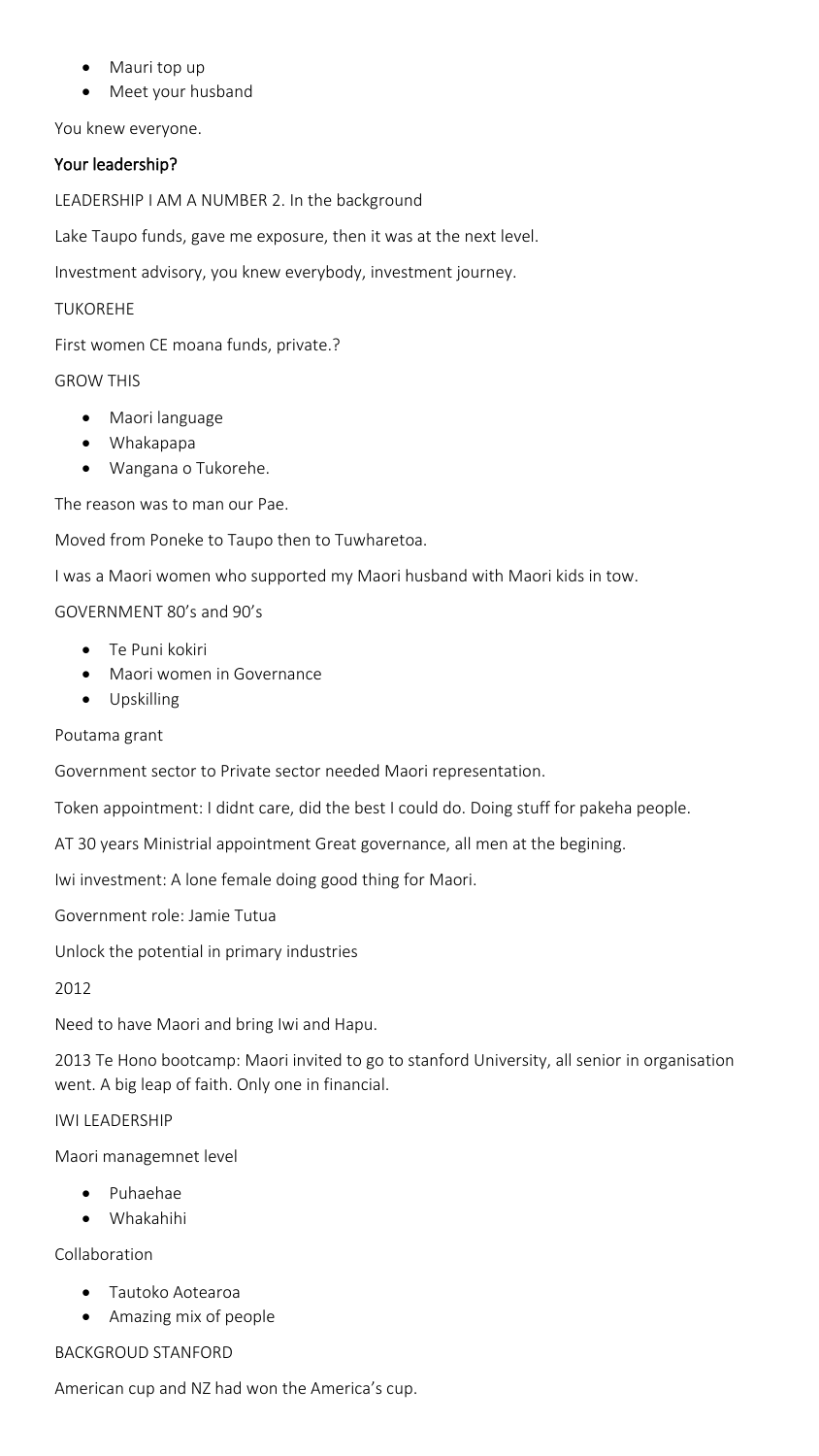- Mauri top up
- Meet your husband

You knew everyone.

### Your leadership?

LEADERSHIP I AM A NUMBER 2. In the background

Lake Taupo funds, gave me exposure, then it was at the next level.

Investment advisory, you knew everybody, investment journey.

TUKOREHE

First women CE moana funds, private.?

GROW THIS

- Maori language
- Whakapapa
- Wangana o Tukorehe.

The reason was to man our Pae.

Moved from Poneke to Taupo then to Tuwharetoa.

I was a Maori women who supported my Maori husband with Maori kids in tow.

GOVERNMENT 80's and 90's

- Te Puni kokiri
- Maori women in Governance
- Upskilling

Poutama grant

Government sector to Private sector needed Maori representation.

Token appointment: I didnt care, did the best I could do. Doing stuff for pakeha people.

AT 30 years Ministrial appointment Great governance, all men at the begining.

Iwi investment: A lone female doing good thing for Maori.

Government role: Jamie Tutua

Unlock the potential in primary industries

2012

Need to have Maori and bring Iwi and Hapu.

2013 Te Hono bootcamp: Maori invited to go to stanford University, all senior in organisation went. A big leap of faith. Only one in financial.

IWI LEADERSHIP

Maori managemnet level

- Puhaehae
- Whakahihi

Collaboration

- Tautoko Aotearoa
- Amazing mix of people

BACKGROUD STANFORD

American cup and NZ had won the America's cup.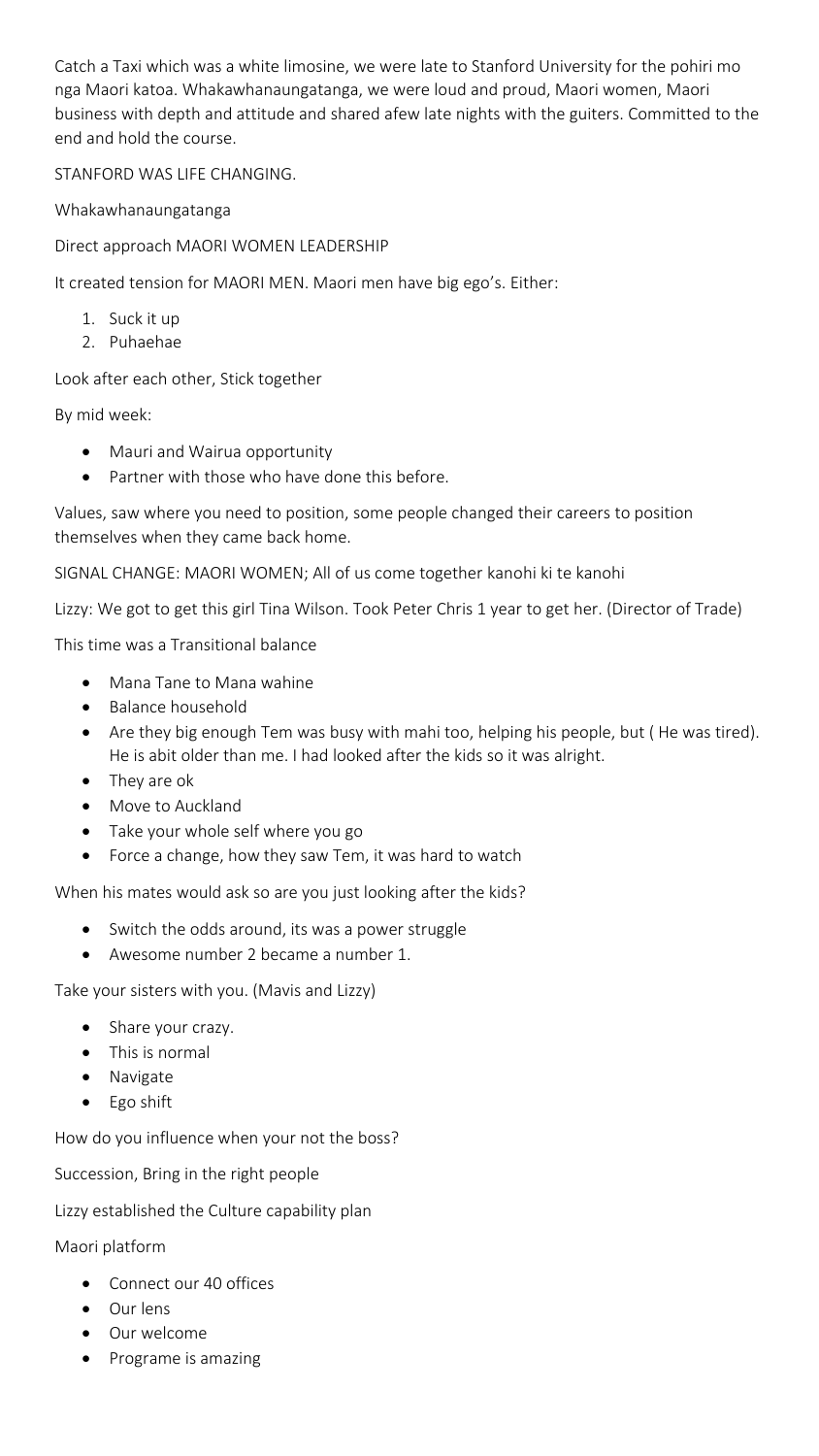Catch a Taxi which was a white limosine, we were late to Stanford University for the pohiri mo nga Maori katoa. Whakawhanaungatanga, we were loud and proud, Maori women, Maori business with depth and attitude and shared afew late nights with the guiters. Committed to the end and hold the course.

STANFORD WAS LIFE CHANGING.

Whakawhanaungatanga

Direct approach MAORI WOMEN LEADERSHIP

It created tension for MAORI MEN. Maori men have big ego's. Either:

1. Suck it up
2. Puhaehae

Look after each other, Stick together

By mid week:

- Mauri and Wairua opportunity
- Partner with those who have done this before.

Values, saw where you need to position, some people changed their careers to position themselves when they came back home.

SIGNAL CHANGE: MAORI WOMEN; All of us come together kanohi ki te kanohi

Lizzy: We got to get this girl Tina Wilson. Took Peter Chris 1 year to get her. (Director of Trade)

This time was a Transitional balance

- Mana Tane to Mana wahine
- Balance household
- Are they big enough Tem was busy with mahi too, helping his people, but ( He was tired). He is abit older than me. I had looked after the kids so it was alright.
- They are ok
- Move to Auckland
- Take your whole self where you go
- Force a change, how they saw Tem, it was hard to watch

When his mates would ask so are you just looking after the kids?

- Switch the odds around, its was a power struggle
- Awesome number 2 became a number 1.

Take your sisters with you. (Mavis and Lizzy)

- Share your crazy.
- This is normal
- Navigate
- Ego shift

How do you influence when your not the boss?

Succession, Bring in the right people

Lizzy established the Culture capability plan

Maori platform

- Connect our 40 offices
- Our lens
- Our welcome
- Programe is amazing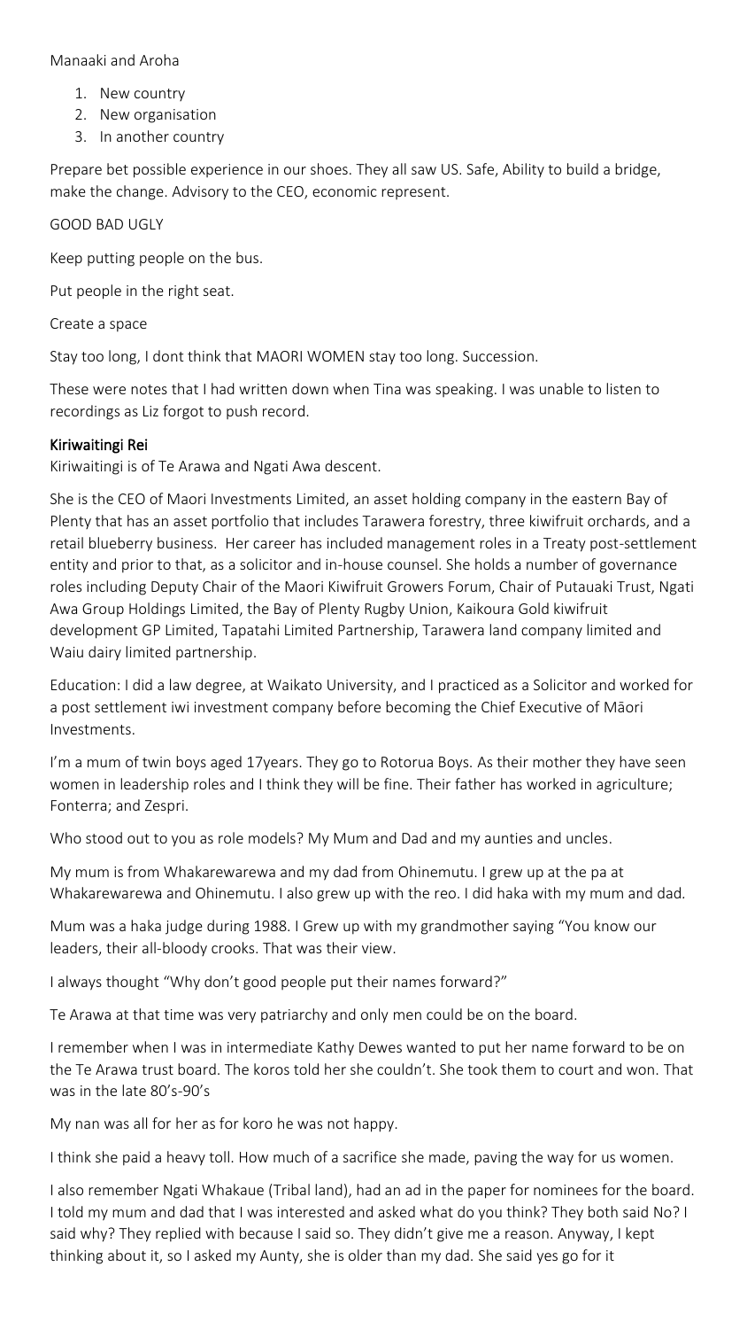Manaaki and Aroha

1. New country
2. New organisation
3. In another country

Prepare bet possible experience in our shoes. They all saw US. Safe, Ability to build a bridge, make the change. Advisory to the CEO, economic represent.

GOOD BAD UGLY

Keep putting people on the bus.

Put people in the right seat.

Create a space

Stay too long, I dont think that MAORI WOMEN stay too long. Succession.

These were notes that I had written down when Tina was speaking. I was unable to listen to recordings as Liz forgot to push record.

## Kiriwaitingi Rei

Kiriwaitingi is of Te Arawa and Ngati Awa descent.

She is the CEO of Maori Investments Limited, an asset holding company in the eastern Bay of Plenty that has an asset portfolio that includes Tarawera forestry, three kiwifruit orchards, and a retail blueberry business. Her career has included management roles in a Treaty post-settlement entity and prior to that, as a solicitor and in-house counsel. She holds a number of governance roles including Deputy Chair of the Maori Kiwifruit Growers Forum, Chair of Putauaki Trust, Ngati Awa Group Holdings Limited, the Bay of Plenty Rugby Union, Kaikoura Gold kiwifruit development GP Limited, Tapatahi Limited Partnership, Tarawera land company limited and Waiu dairy limited partnership.

Education: I did a law degree, at Waikato University, and I practiced as a Solicitor and worked for a post settlement iwi investment company before becoming the Chief Executive of Māori Investments.

I'm a mum of twin boys aged 17years. They go to Rotorua Boys. As their mother they have seen women in leadership roles and I think they will be fine. Their father has worked in agriculture; Fonterra; and Zespri.

Who stood out to you as role models? My Mum and Dad and my aunties and uncles.

My mum is from Whakarewarewa and my dad from Ohinemutu. I grew up at the pa at Whakarewarewa and Ohinemutu. I also grew up with the reo. I did haka with my mum and dad.

Mum was a haka judge during 1988. I Grew up with my grandmother saying "You know our leaders, their all-bloody crooks. That was their view.

I always thought "Why don't good people put their names forward?"

Te Arawa at that time was very patriarchy and only men could be on the board.

I remember when I was in intermediate Kathy Dewes wanted to put her name forward to be on the Te Arawa trust board. The koros told her she couldn't. She took them to court and won. That was in the late 80's-90's

My nan was all for her as for koro he was not happy.

I think she paid a heavy toll. How much of a sacrifice she made, paving the way for us women.

I also remember Ngati Whakaue (Tribal land), had an ad in the paper for nominees for the board. I told my mum and dad that I was interested and asked what do you think? They both said No? I said why? They replied with because I said so. They didn't give me a reason. Anyway, I kept thinking about it, so I asked my Aunty, she is older than my dad. She said yes go for it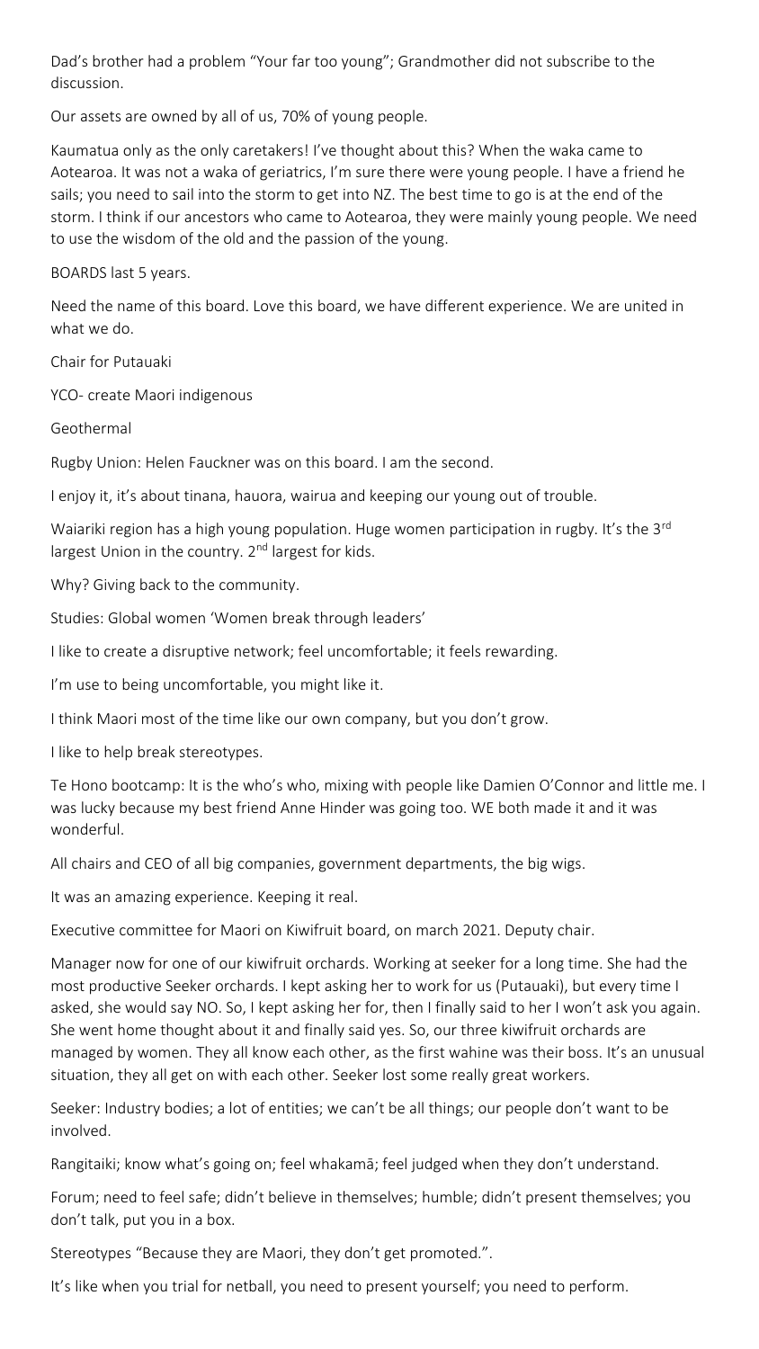Dad's brother had a problem "Your far too young"; Grandmother did not subscribe to the discussion.

Our assets are owned by all of us, 70% of young people.

Kaumatua only as the only caretakers! I've thought about this? When the waka came to Aotearoa. It was not a waka of geriatrics, I'm sure there were young people. I have a friend he sails; you need to sail into the storm to get into NZ. The best time to go is at the end of the storm. I think if our ancestors who came to Aotearoa, they were mainly young people. We need to use the wisdom of the old and the passion of the young.

BOARDS last 5 years.

Need the name of this board. Love this board, we have different experience. We are united in what we do.

Chair for Putauaki

YCO- create Maori indigenous

Geothermal

Rugby Union: Helen Fauckner was on this board. I am the second.

I enjoy it, it's about tinana, hauora, wairua and keeping our young out of trouble.

Waiariki region has a high young population. Huge women participation in rugby. It's the 3rd largest Union in the country. 2nd largest for kids.

Why? Giving back to the community.

Studies: Global women 'Women break through leaders'

I like to create a disruptive network; feel uncomfortable; it feels rewarding.

I'm use to being uncomfortable, you might like it.

I think Maori most of the time like our own company, but you don't grow.

I like to help break stereotypes.

Te Hono bootcamp: It is the who's who, mixing with people like Damien O'Connor and little me. I was lucky because my best friend Anne Hinder was going too. WE both made it and it was wonderful.

All chairs and CEO of all big companies, government departments, the big wigs.

It was an amazing experience. Keeping it real.

Executive committee for Maori on Kiwifruit board, on march 2021. Deputy chair.

Manager now for one of our kiwifruit orchards. Working at seeker for a long time. She had the most productive Seeker orchards. I kept asking her to work for us (Putauaki), but every time I asked, she would say NO. So, I kept asking her for, then I finally said to her I won't ask you again. She went home thought about it and finally said yes. So, our three kiwifruit orchards are managed by women. They all know each other, as the first wahine was their boss. It's an unusual situation, they all get on with each other. Seeker lost some really great workers.

Seeker: Industry bodies; a lot of entities; we can't be all things; our people don't want to be involved.

Rangitaiki; know what's going on; feel whakamā; feel judged when they don't understand.

Forum; need to feel safe; didn't believe in themselves; humble; didn't present themselves; you don't talk, put you in a box.

Stereotypes "Because they are Maori, they don't get promoted.".

It's like when you trial for netball, you need to present yourself; you need to perform.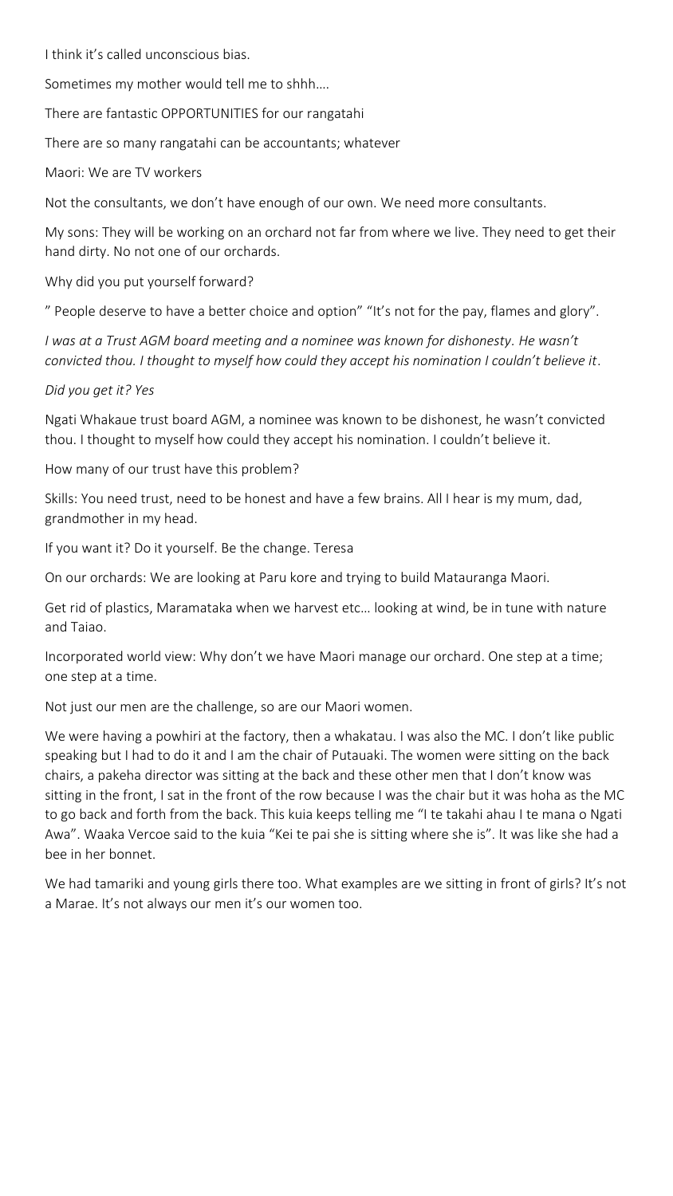I think it's called unconscious bias.

Sometimes my mother would tell me to shhh….

There are fantastic OPPORTUNITIES for our rangatahi

There are so many rangatahi can be accountants; whatever

Maori: We are TV workers

Not the consultants, we don't have enough of our own. We need more consultants.

My sons: They will be working on an orchard not far from where we live. They need to get their hand dirty. No not one of our orchards.

Why did you put yourself forward?

" People deserve to have a better choice and option" "It's not for the pay, flames and glory".

*I was at a Trust AGM board meeting and a nominee was known for dishonesty. He wasn't convicted thou. I thought to myself how could they accept his nomination I couldn't believe it.*

*Did you get it? Yes*

Ngati Whakaue trust board AGM, a nominee was known to be dishonest, he wasn't convicted thou. I thought to myself how could they accept his nomination. I couldn't believe it.

How many of our trust have this problem?

Skills: You need trust, need to be honest and have a few brains. All I hear is my mum, dad, grandmother in my head.

If you want it? Do it yourself. Be the change. Teresa

On our orchards: We are looking at Paru kore and trying to build Matauranga Maori.

Get rid of plastics, Maramataka when we harvest etc… looking at wind, be in tune with nature and Taiao.

Incorporated world view: Why don't we have Maori manage our orchard. One step at a time; one step at a time.

Not just our men are the challenge, so are our Maori women.

We were having a powhiri at the factory, then a whakatau. I was also the MC. I don't like public speaking but I had to do it and I am the chair of Putauaki. The women were sitting on the back chairs, a pakeha director was sitting at the back and these other men that I don't know was sitting in the front, I sat in the front of the row because I was the chair but it was hoha as the MC to go back and forth from the back. This kuia keeps telling me "I te takahi ahau I te mana o Ngati Awa". Waaka Vercoe said to the kuia "Kei te pai she is sitting where she is". It was like she had a bee in her bonnet.

We had tamariki and young girls there too. What examples are we sitting in front of girls? It's not a Marae. It's not always our men it's our women too.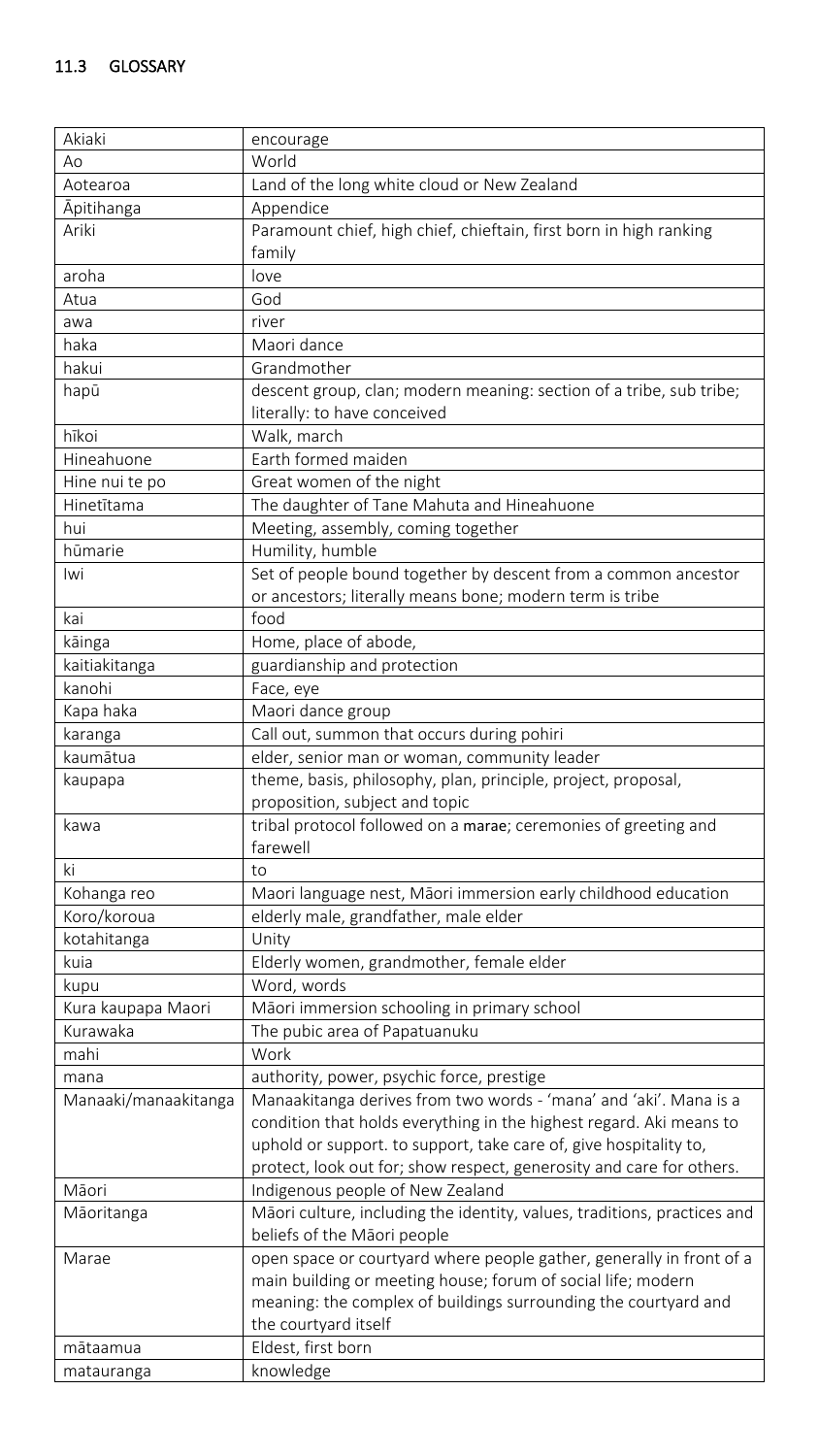## 11.3 GLOSSARY

| | |
|---|---|
| Akiaki | encourage |
| Ao | World |
| Aotearoa | Land of the long white cloud or New Zealand |
| Āpitihanga | Appendice |
| Ariki | Paramount chief, high chief, chieftain, first born in high ranking family |
| aroha | love |
| Atua | God |
| awa | river |
| haka | Maori dance |
| hakui | Grandmother |
| hapū | descent group, clan; modern meaning: section of a tribe, sub tribe; literally: to have conceived |
| hīkoi | Walk, march |
| Hineahuone | Earth formed maiden |
| Hine nui te po | Great women of the night |
| Hinetītama | The daughter of Tane Mahuta and Hineahuone |
| hui | Meeting, assembly, coming together |
| hūmarie | Humility, humble |
| Iwi | Set of people bound together by descent from a common ancestor or ancestors; literally means bone; modern term is tribe |
| kai | food |
| kāinga | Home, place of abode, |
| kaitiakitanga | guardianship and protection |
| kanohi | Face, eye |
| Kapa haka | Maori dance group |
| karanga | Call out, summon that occurs during pohiri |
| kaumātua | elder, senior man or woman, community leader |
| kaupapa | theme, basis, philosophy, plan, principle, project, proposal, proposition, subject and topic |
| kawa | tribal protocol followed on a marae; ceremonies of greeting and farewell |
| ki | to |
| Kohanga reo | Maori language nest, Māori immersion early childhood education |
| Koro/koroua | elderly male, grandfather, male elder |
| kotahitanga | Unity |
| kuia | Elderly women, grandmother, female elder |
| kupu | Word, words |
| Kura kaupapa Maori | Māori immersion schooling in primary school |
| Kurawaka | The pubic area of Papatuanuku |
| mahi | Work |
| mana | authority, power, psychic force, prestige |
| Manaaki/manaakitanga | Manaakitanga derives from two words - 'mana' and 'aki'. Mana is a condition that holds everything in the highest regard. Aki means to uphold or support. to support, take care of, give hospitality to, protect, look out for; show respect, generosity and care for others. |
| Māori | Indigenous people of New Zealand |
| Māoritanga | Māori culture, including the identity, values, traditions, practices and beliefs of the Māori people |
| Marae | open space or courtyard where people gather, generally in front of a main building or meeting house; forum of social life; modern meaning: the complex of buildings surrounding the courtyard and the courtyard itself |
| mātaamua | Eldest, first born |
| matauranga | knowledge |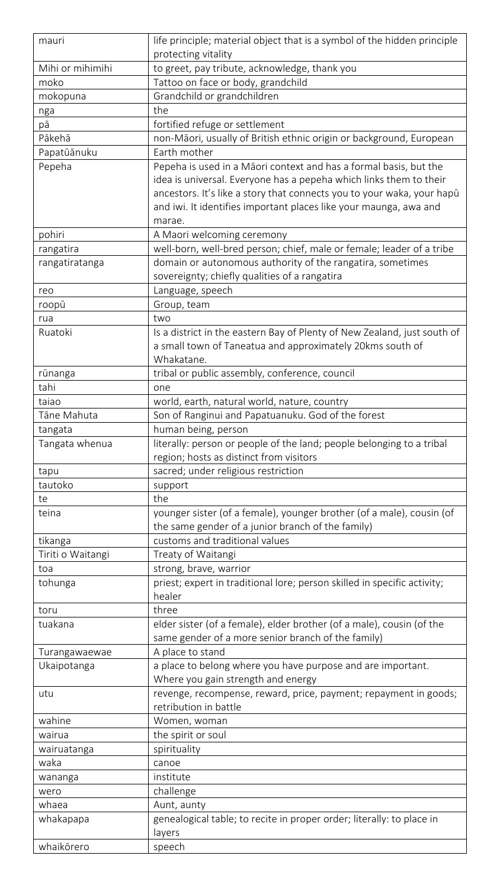| | |
|---|---|
| mauri | life principle; material object that is a symbol of the hidden principle protecting vitality |
| Mihi or mihimihi | to greet, pay tribute, acknowledge, thank you |
| moko | Tattoo on face or body, grandchild |
| mokopuna | Grandchild or grandchildren |
| nga | the |
| pā | fortified refuge or settlement |
| Pākehā | non-Māori, usually of British ethnic origin or background, European |
| Papatūānuku | Earth mother |
| Pepeha | Pepeha is used in a Māori context and has a formal basis, but the idea is universal. Everyone has a pepeha which links them to their ancestors. It's like a story that connects you to your waka, your hapū and iwi. It identifies important places like your maunga, awa and marae. |
| pohiri | A Maori welcoming ceremony |
| rangatira | well-born, well-bred person; chief, male or female; leader of a tribe |
| rangatiratanga | domain or autonomous authority of the rangatira, sometimes sovereignty; chiefly qualities of a rangatira |
| reo | Language, speech |
| roopū | Group, team |
| rua | two |
| Ruatoki | Is a district in the eastern Bay of Plenty of New Zealand, just south of a small town of Taneatua and approximately 20kms south of Whakatane. |
| rūnanga | tribal or public assembly, conference, council |
| tahi | one |
| taiao | world, earth, natural world, nature, country |
| Tāne Mahuta | Son of Ranginui and Papatuanuku. God of the forest |
| tangata | human being, person |
| Tangata whenua | literally: person or people of the land; people belonging to a tribal region; hosts as distinct from visitors |
| tapu | sacred; under religious restriction |
| tautoko | support |
| te | the |
| teina | younger sister (of a female), younger brother (of a male), cousin (of the same gender of a junior branch of the family) |
| tikanga | customs and traditional values |
| Tiriti o Waitangi | Treaty of Waitangi |
| toa | strong, brave, warrior |
| tohunga | priest; expert in traditional lore; person skilled in specific activity; healer |
| toru | three |
| tuakana | elder sister (of a female), elder brother (of a male), cousin (of the same gender of a more senior branch of the family) |
| Turangawaewae | A place to stand |
| Ukaipotanga | a place to belong where you have purpose and are important. Where you gain strength and energy |
| utu | revenge, recompense, reward, price, payment; repayment in goods; retribution in battle |
| wahine | Women, woman |
| wairua | the spirit or soul |
| wairuatanga | spirituality |
| waka | canoe |
| wananga | institute |
| wero | challenge |
| whaea | Aunt, aunty |
| whakapapa | genealogical table; to recite in proper order; literally: to place in layers |
| whaikōrero | speech |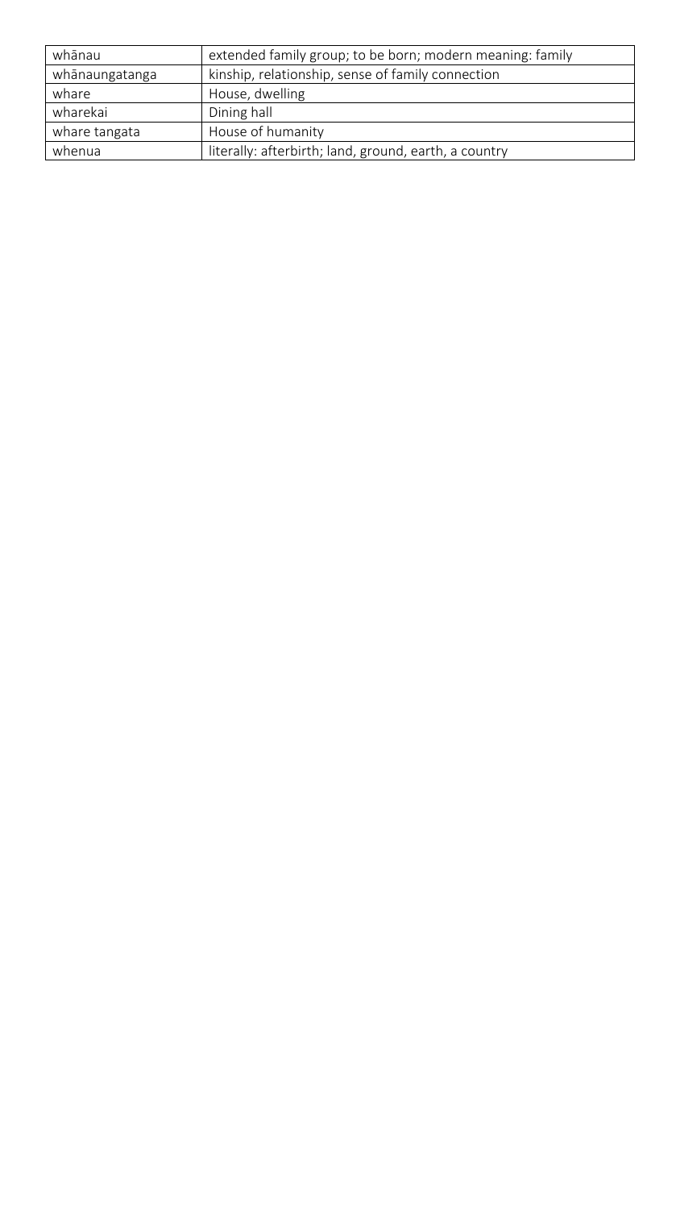| | |
|---|---|
| whānau | extended family group; to be born; modern meaning: family |
| whānaungatanga | kinship, relationship, sense of family connection |
| whare | House, dwelling |
| wharekai | Dining hall |
| whare tangata | House of humanity |
| whenua | literally: afterbirth; land, ground, earth, a country |